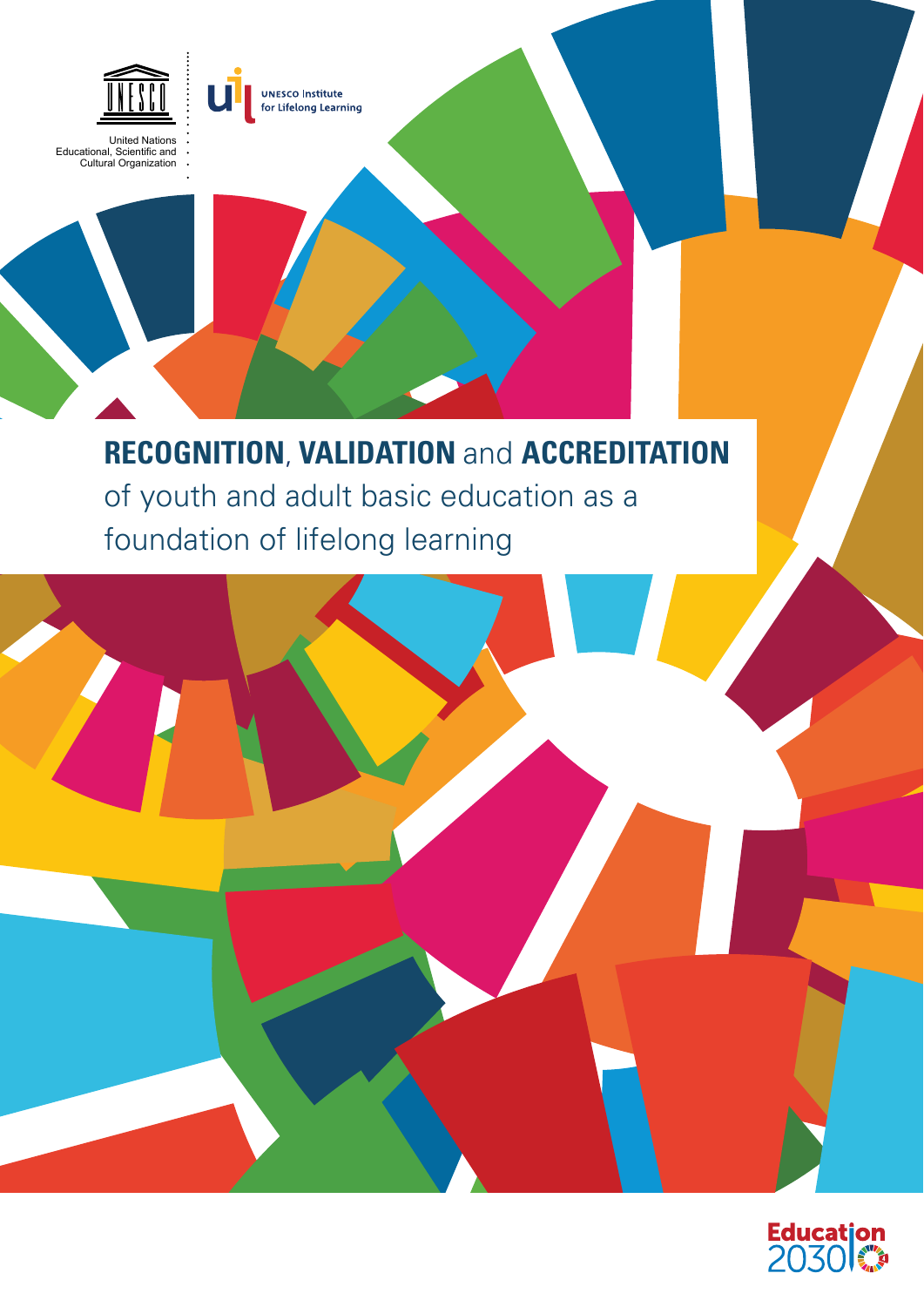United Nations Educational, Scientific and Cultural Organization

UNESCO Institute for Lifelong Learning

# **RECOGNITION**, **VALIDATION** and **ACCREDITATION** of youth and adult basic education as a foundation of lifelong learning

Education 2030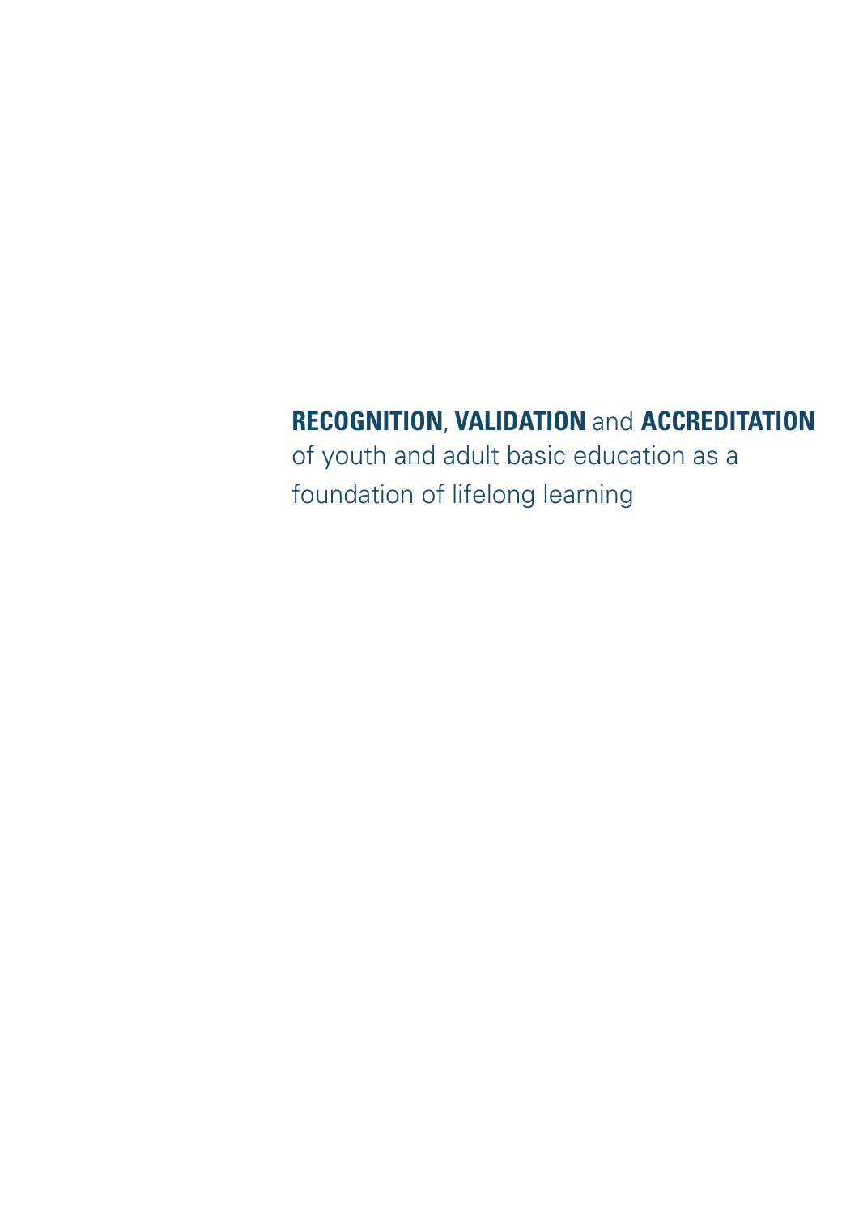**RECOGNITION**, **VALIDATION** and **ACCREDITATION** of youth and adult basic education as a foundation of lifelong learning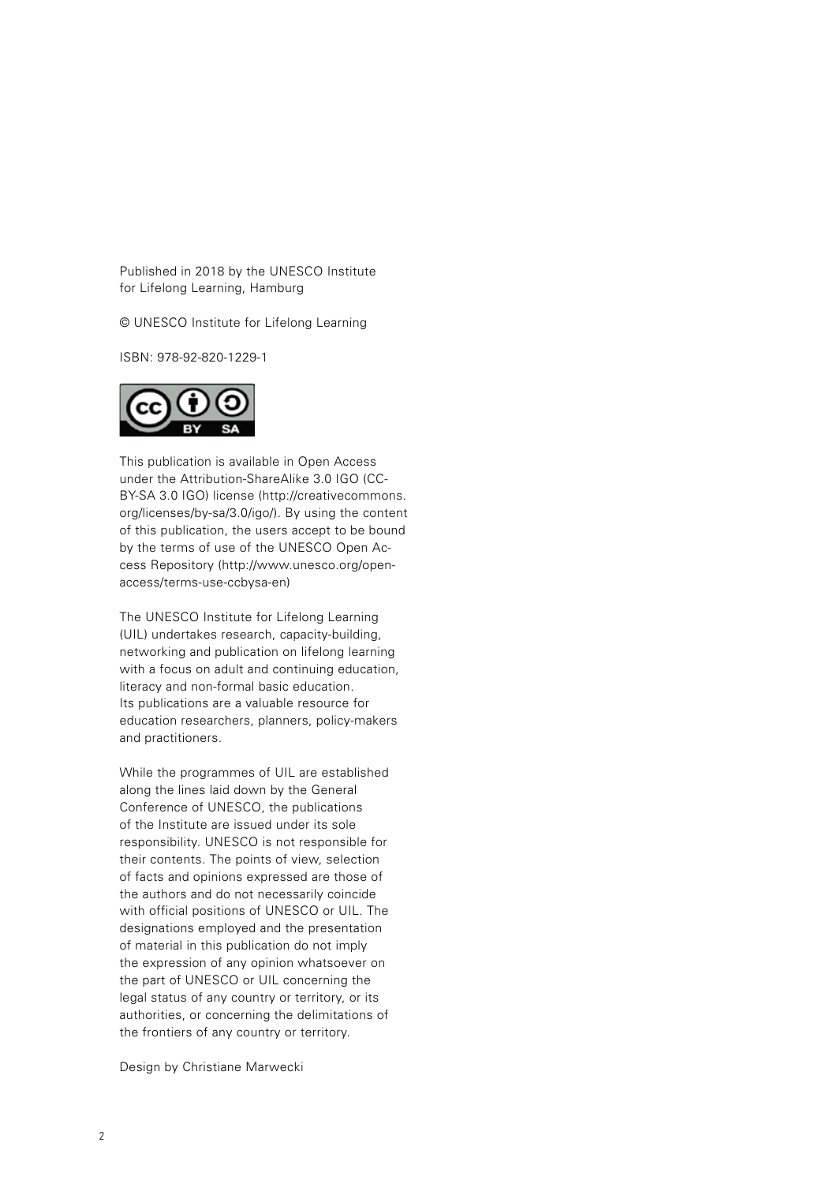Published in 2018 by the UNESCO Institute for Lifelong Learning, Hamburg

© UNESCO Institute for Lifelong Learning

ISBN: 978-92-820-1229-1

This publication is available in Open Access under the Attribution-ShareAlike 3.0 IGO (CC-BY-SA 3.0 IGO) license (http://creativecommons.org/licenses/by-sa/3.0/igo/). By using the content of this publication, the users accept to be bound by the terms of use of the UNESCO Open Access Repository (http://www.unesco.org/open-access/terms-use-ccbysa-en)

The UNESCO Institute for Lifelong Learning (UIL) undertakes research, capacity-building, networking and publication on lifelong learning with a focus on adult and continuing education, literacy and non-formal basic education. Its publications are a valuable resource for education researchers, planners, policy-makers and practitioners.

While the programmes of UIL are established along the lines laid down by the General Conference of UNESCO, the publications of the Institute are issued under its sole responsibility. UNESCO is not responsible for their contents. The points of view, selection of facts and opinions expressed are those of the authors and do not necessarily coincide with official positions of UNESCO or UIL. The designations employed and the presentation of material in this publication do not imply the expression of any opinion whatsoever on the part of UNESCO or UIL concerning the legal status of any country or territory, or its authorities, or concerning the delimitations of the frontiers of any country or territory.

Design by Christiane Marwecki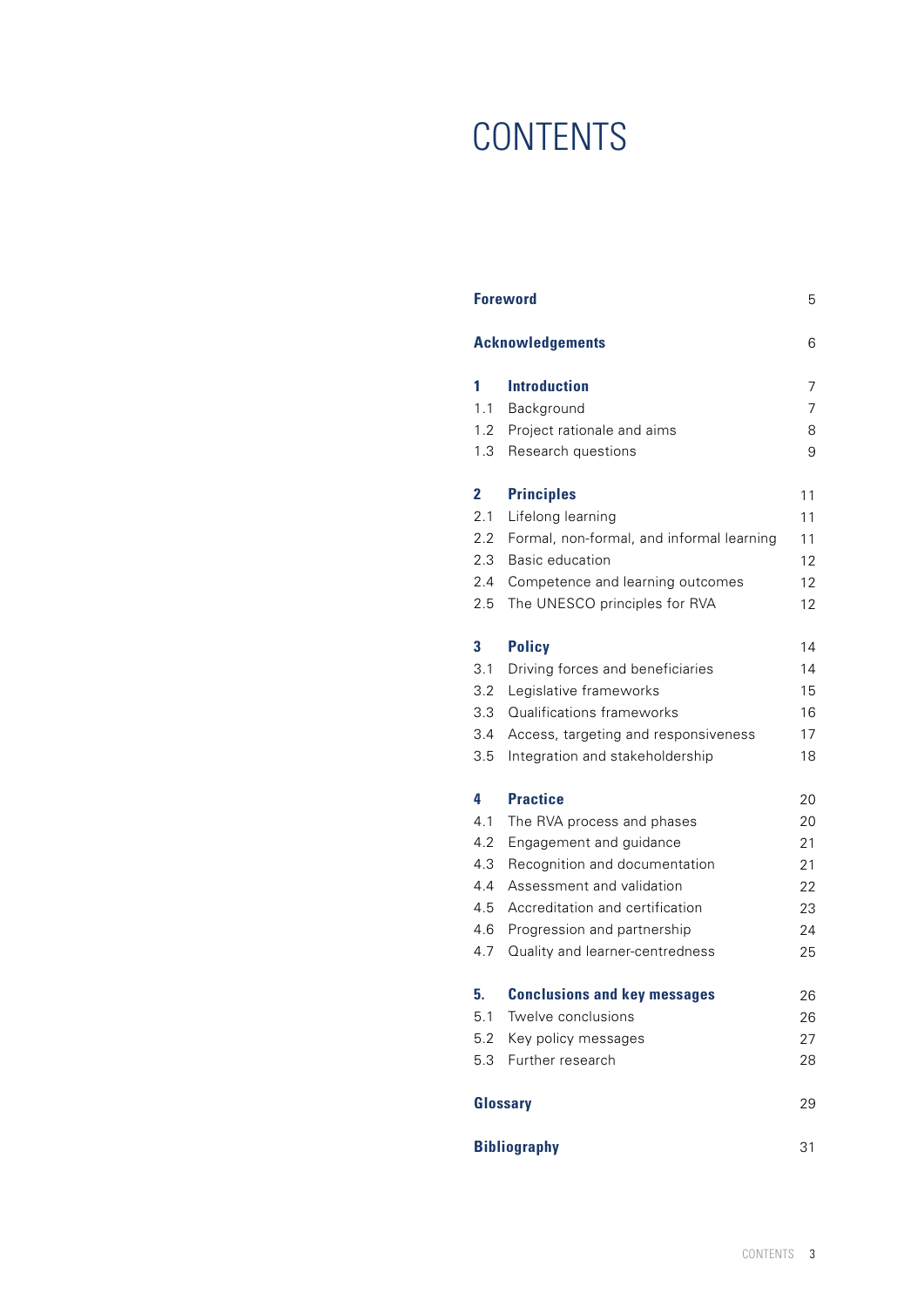# CONTENTS

| | | |
|---|---|---|
| **Foreword** | | 5 |
| **Acknowledgements** | | 6 |
| **1** | **Introduction** | 7 |
| 1.1 | Background | 7 |
| 1.2 | Project rationale and aims | 8 |
| 1.3 | Research questions | 9 |
| **2** | **Principles** | 11 |
| 2.1 | Lifelong learning | 11 |
| 2.2 | Formal, non-formal, and informal learning | 11 |
| 2.3 | Basic education | 12 |
| 2.4 | Competence and learning outcomes | 12 |
| 2.5 | The UNESCO principles for RVA | 12 |
| **3** | **Policy** | 14 |
| 3.1 | Driving forces and beneficiaries | 14 |
| 3.2 | Legislative frameworks | 15 |
| 3.3 | Qualifications frameworks | 16 |
| 3.4 | Access, targeting and responsiveness | 17 |
| 3.5 | Integration and stakeholdership | 18 |
| **4** | **Practice** | 20 |
| 4.1 | The RVA process and phases | 20 |
| 4.2 | Engagement and guidance | 21 |
| 4.3 | Recognition and documentation | 21 |
| 4.4 | Assessment and validation | 22 |
| 4.5 | Accreditation and certification | 23 |
| 4.6 | Progression and partnership | 24 |
| 4.7 | Quality and learner-centredness | 25 |
| **5.** | **Conclusions and key messages** | 26 |
| 5.1 | Twelve conclusions | 26 |
| 5.2 | Key policy messages | 27 |
| 5.3 | Further research | 28 |
| **Glossary** | | 29 |
| **Bibliography** | | 31 |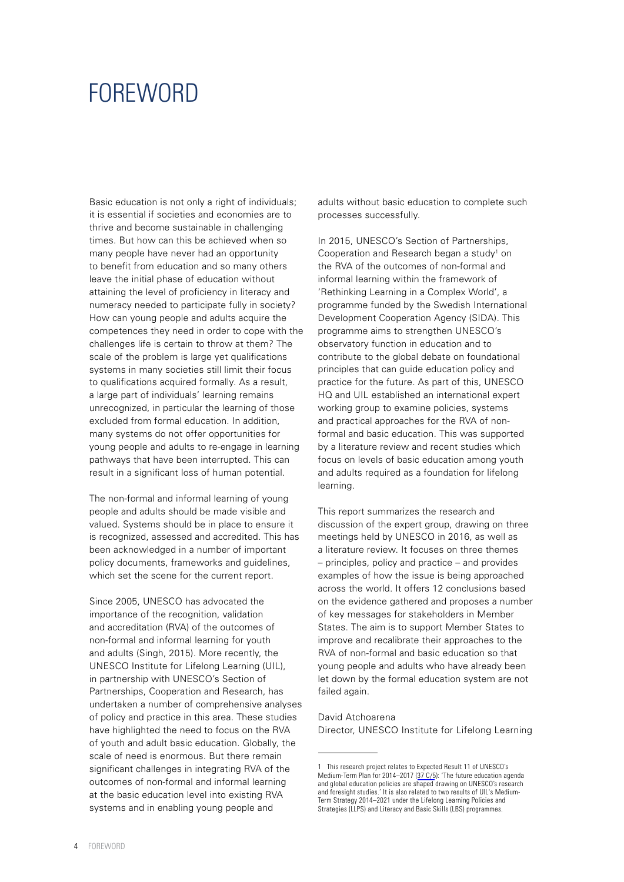# FOREWORD

Basic education is not only a right of individuals; it is essential if societies and economies are to thrive and become sustainable in challenging times. But how can this be achieved when so many people have never had an opportunity to benefit from education and so many others leave the initial phase of education without attaining the level of proficiency in literacy and numeracy needed to participate fully in society? How can young people and adults acquire the competences they need in order to cope with the challenges life is certain to throw at them? The scale of the problem is large yet qualifications systems in many societies still limit their focus to qualifications acquired formally. As a result, a large part of individuals' learning remains unrecognized, in particular the learning of those excluded from formal education. In addition, many systems do not offer opportunities for young people and adults to re-engage in learning pathways that have been interrupted. This can result in a significant loss of human potential.

The non-formal and informal learning of young people and adults should be made visible and valued. Systems should be in place to ensure it is recognized, assessed and accredited. This has been acknowledged in a number of important policy documents, frameworks and guidelines, which set the scene for the current report.

Since 2005, UNESCO has advocated the importance of the recognition, validation and accreditation (RVA) of the outcomes of non-formal and informal learning for youth and adults (Singh, 2015). More recently, the UNESCO Institute for Lifelong Learning (UIL), in partnership with UNESCO's Section of Partnerships, Cooperation and Research, has undertaken a number of comprehensive analyses of policy and practice in this area. These studies have highlighted the need to focus on the RVA of youth and adult basic education. Globally, the scale of need is enormous. But there remain significant challenges in integrating RVA of the outcomes of non-formal and informal learning at the basic education level into existing RVA systems and in enabling young people and adults without basic education to complete such processes successfully.

In 2015, UNESCO's Section of Partnerships, Cooperation and Research began a study[1] on the RVA of the outcomes of non-formal and informal learning within the framework of 'Rethinking Learning in a Complex World', a programme funded by the Swedish International Development Cooperation Agency (SIDA). This programme aims to strengthen UNESCO's observatory function in education and to contribute to the global debate on foundational principles that can guide education policy and practice for the future. As part of this, UNESCO HQ and UIL established an international expert working group to examine policies, systems and practical approaches for the RVA of non-formal and basic education. This was supported by a literature review and recent studies which focus on levels of basic education among youth and adults required as a foundation for lifelong learning.

This report summarizes the research and discussion of the expert group, drawing on three meetings held by UNESCO in 2016, as well as a literature review. It focuses on three themes – principles, policy and practice – and provides examples of how the issue is being approached across the world. It offers 12 conclusions based on the evidence gathered and proposes a number of key messages for stakeholders in Member States. The aim is to support Member States to improve and recalibrate their approaches to the RVA of non-formal and basic education so that young people and adults who have already been let down by the formal education system are not failed again.

David Atchoarena
Director, UNESCO Institute for Lifelong Learning

---

1 This research project relates to Expected Result 11 of UNESCO's Medium-Term Plan for 2014–2017 (37 C/5): 'The future education agenda and global education policies are shaped drawing on UNESCO's research and foresight studies.' It is also related to two results of UIL's Medium-Term Strategy 2014–2021 under the Lifelong Learning Policies and Strategies (LLPS) and Literacy and Basic Skills (LBS) programmes.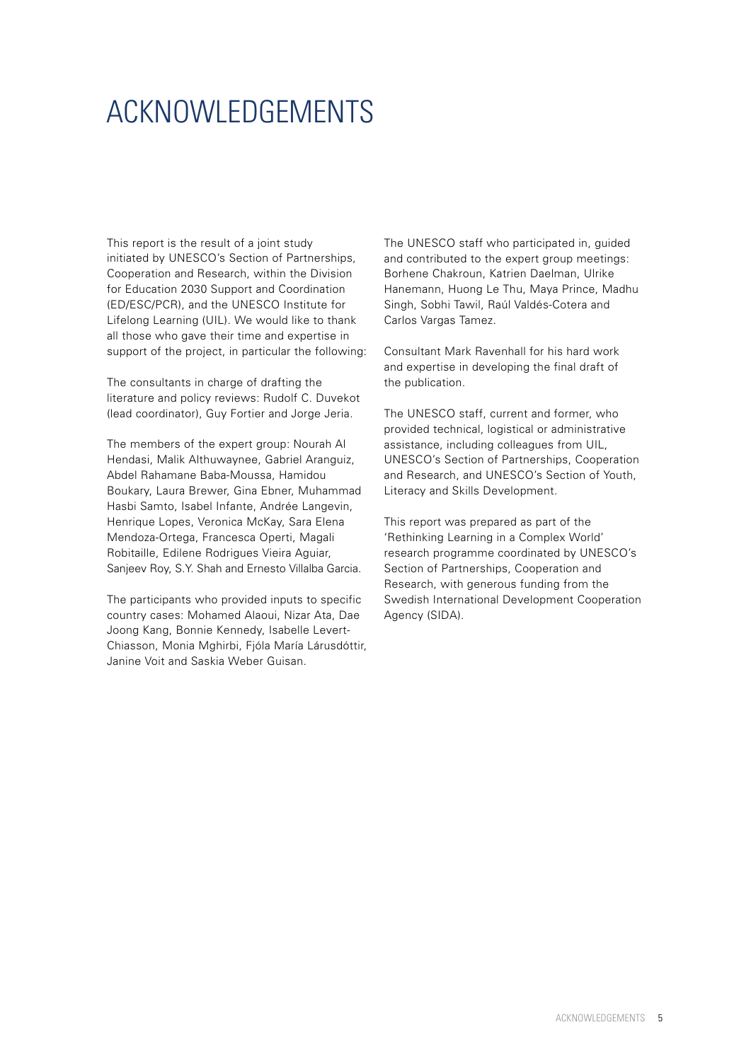# ACKNOWLEDGEMENTS

This report is the result of a joint study initiated by UNESCO's Section of Partnerships, Cooperation and Research, within the Division for Education 2030 Support and Coordination (ED/ESC/PCR), and the UNESCO Institute for Lifelong Learning (UIL). We would like to thank all those who gave their time and expertise in support of the project, in particular the following:

The consultants in charge of drafting the literature and policy reviews: Rudolf C. Duvekot (lead coordinator), Guy Fortier and Jorge Jeria.

The members of the expert group: Nourah Al Hendasi, Malik Althuwaynee, Gabriel Aranguiz, Abdel Rahamane Baba-Moussa, Hamidou Boukary, Laura Brewer, Gina Ebner, Muhammad Hasbi Samto, Isabel Infante, Andrée Langevin, Henrique Lopes, Veronica McKay, Sara Elena Mendoza-Ortega, Francesca Operti, Magali Robitaille, Edilene Rodrigues Vieira Aguiar, Sanjeev Roy, S.Y. Shah and Ernesto Villalba Garcia.

The participants who provided inputs to specific country cases: Mohamed Alaoui, Nizar Ata, Dae Joong Kang, Bonnie Kennedy, Isabelle Levert-Chiasson, Monia Mghirbi, Fjóla María Lárusdóttir, Janine Voit and Saskia Weber Guisan.

The UNESCO staff who participated in, guided and contributed to the expert group meetings: Borhene Chakroun, Katrien Daelman, Ulrike Hanemann, Huong Le Thu, Maya Prince, Madhu Singh, Sobhi Tawil, Raúl Valdés-Cotera and Carlos Vargas Tamez.

Consultant Mark Ravenhall for his hard work and expertise in developing the final draft of the publication.

The UNESCO staff, current and former, who provided technical, logistical or administrative assistance, including colleagues from UIL, UNESCO's Section of Partnerships, Cooperation and Research, and UNESCO's Section of Youth, Literacy and Skills Development.

This report was prepared as part of the 'Rethinking Learning in a Complex World' research programme coordinated by UNESCO's Section of Partnerships, Cooperation and Research, with generous funding from the Swedish International Development Cooperation Agency (SIDA).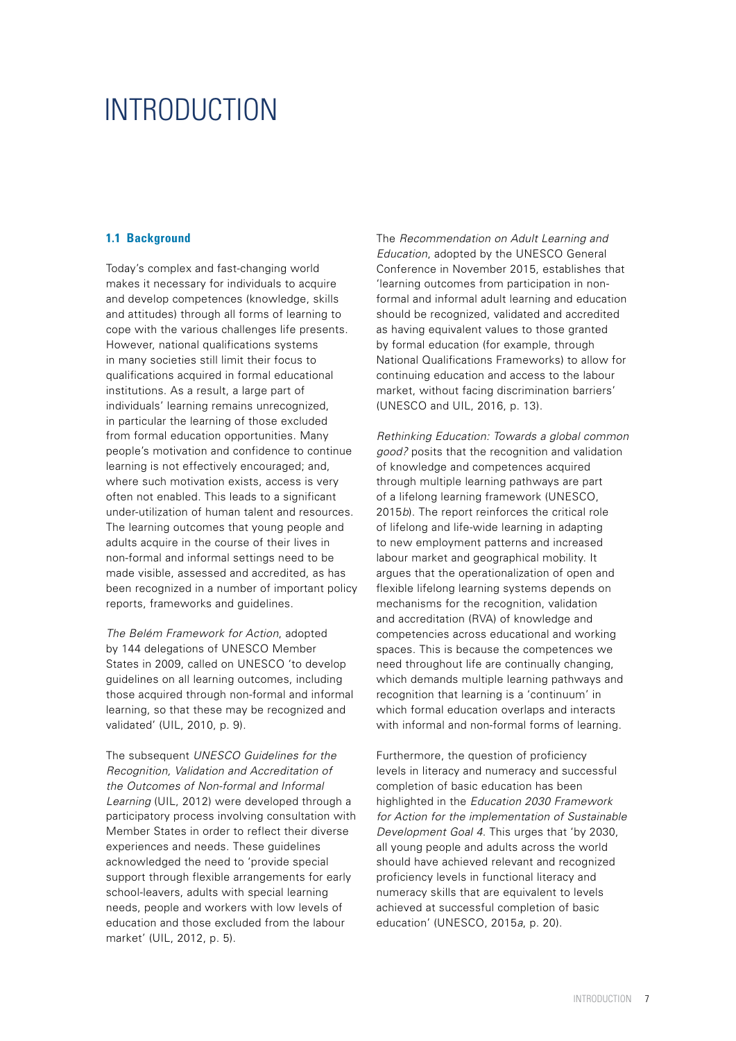# INTRODUCTION

## 1.1 Background

Today's complex and fast-changing world makes it necessary for individuals to acquire and develop competences (knowledge, skills and attitudes) through all forms of learning to cope with the various challenges life presents. However, national qualifications systems in many societies still limit their focus to qualifications acquired in formal educational institutions. As a result, a large part of individuals' learning remains unrecognized, in particular the learning of those excluded from formal education opportunities. Many people's motivation and confidence to continue learning is not effectively encouraged; and, where such motivation exists, access is very often not enabled. This leads to a significant under-utilization of human talent and resources. The learning outcomes that young people and adults acquire in the course of their lives in non-formal and informal settings need to be made visible, assessed and accredited, as has been recognized in a number of important policy reports, frameworks and guidelines.

*The Belém Framework for Action*, adopted by 144 delegations of UNESCO Member States in 2009, called on UNESCO 'to develop guidelines on all learning outcomes, including those acquired through non-formal and informal learning, so that these may be recognized and validated' (UIL, 2010, p. 9).

The subsequent *UNESCO Guidelines for the Recognition, Validation and Accreditation of the Outcomes of Non-formal and Informal Learning* (UIL, 2012) were developed through a participatory process involving consultation with Member States in order to reflect their diverse experiences and needs. These guidelines acknowledged the need to 'provide special support through flexible arrangements for early school-leavers, adults with special learning needs, people and workers with low levels of education and those excluded from the labour market' (UIL, 2012, p. 5).

The *Recommendation on Adult Learning and Education*, adopted by the UNESCO General Conference in November 2015, establishes that 'learning outcomes from participation in non-formal and informal adult learning and education should be recognized, validated and accredited as having equivalent values to those granted by formal education (for example, through National Qualifications Frameworks) to allow for continuing education and access to the labour market, without facing discrimination barriers' (UNESCO and UIL, 2016, p. 13).

*Rethinking Education: Towards a global common good?* posits that the recognition and validation of knowledge and competences acquired through multiple learning pathways are part of a lifelong learning framework (UNESCO, 2015*b*). The report reinforces the critical role of lifelong and life-wide learning in adapting to new employment patterns and increased labour market and geographical mobility. It argues that the operationalization of open and flexible lifelong learning systems depends on mechanisms for the recognition, validation and accreditation (RVA) of knowledge and competencies across educational and working spaces. This is because the competences we need throughout life are continually changing, which demands multiple learning pathways and recognition that learning is a 'continuum' in which formal education overlaps and interacts with informal and non-formal forms of learning.

Furthermore, the question of proficiency levels in literacy and numeracy and successful completion of basic education has been highlighted in the *Education 2030 Framework for Action for the implementation of Sustainable Development Goal 4*. This urges that 'by 2030, all young people and adults across the world should have achieved relevant and recognized proficiency levels in functional literacy and numeracy skills that are equivalent to levels achieved at successful completion of basic education' (UNESCO, 2015*a*, p. 20).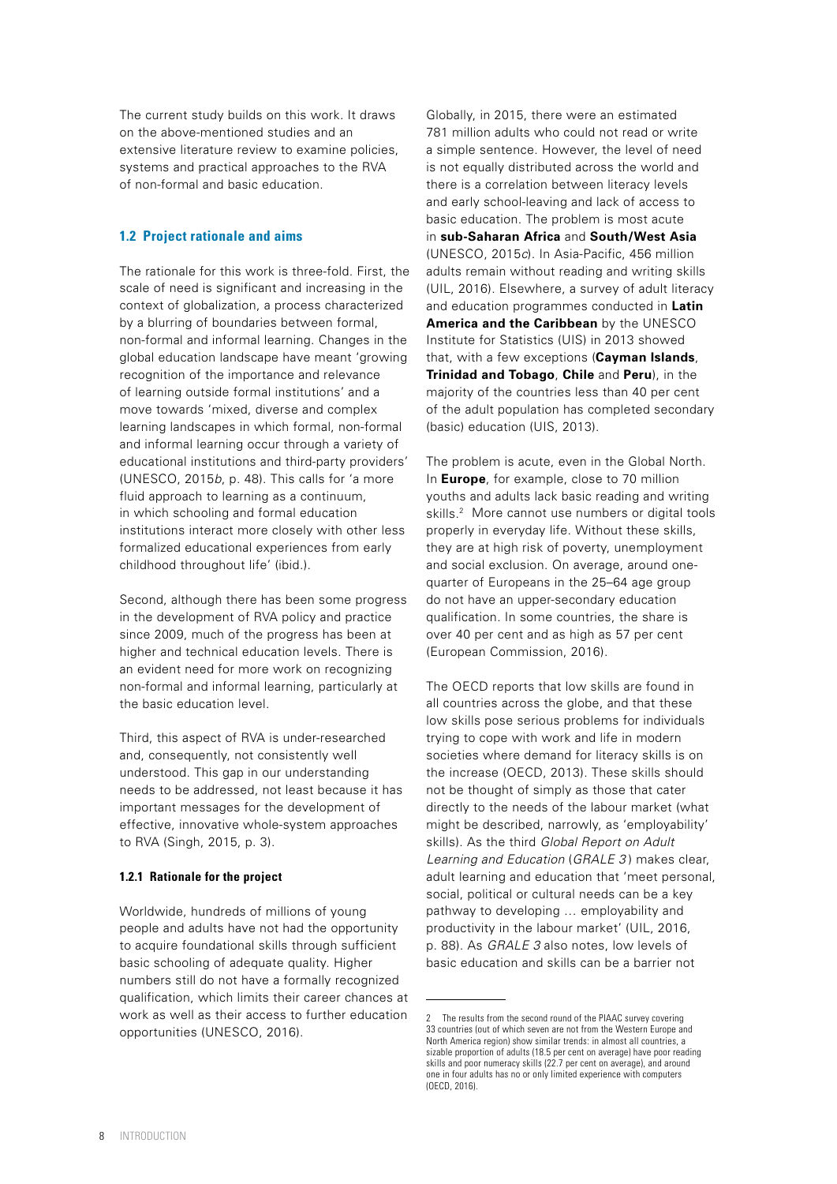The current study builds on this work. It draws on the above-mentioned studies and an extensive literature review to examine policies, systems and practical approaches to the RVA of non-formal and basic education.

### 1.2 Project rationale and aims

The rationale for this work is three-fold. First, the scale of need is significant and increasing in the context of globalization, a process characterized by a blurring of boundaries between formal, non-formal and informal learning. Changes in the global education landscape have meant 'growing recognition of the importance and relevance of learning outside formal institutions' and a move towards 'mixed, diverse and complex learning landscapes in which formal, non-formal and informal learning occur through a variety of educational institutions and third-party providers' (UNESCO, 2015*b*, p. 48). This calls for 'a more fluid approach to learning as a continuum, in which schooling and formal education institutions interact more closely with other less formalized educational experiences from early childhood throughout life' (ibid.).

Second, although there has been some progress in the development of RVA policy and practice since 2009, much of the progress has been at higher and technical education levels. There is an evident need for more work on recognizing non-formal and informal learning, particularly at the basic education level.

Third, this aspect of RVA is under-researched and, consequently, not consistently well understood. This gap in our understanding needs to be addressed, not least because it has important messages for the development of effective, innovative whole-system approaches to RVA (Singh, 2015, p. 3).

#### 1.2.1 Rationale for the project

Worldwide, hundreds of millions of young people and adults have not had the opportunity to acquire foundational skills through sufficient basic schooling of adequate quality. Higher numbers still do not have a formally recognized qualification, which limits their career chances at work as well as their access to further education opportunities (UNESCO, 2016).

Globally, in 2015, there were an estimated 781 million adults who could not read or write a simple sentence. However, the level of need is not equally distributed across the world and there is a correlation between literacy levels and early school-leaving and lack of access to basic education. The problem is most acute in **sub-Saharan Africa** and **South/West Asia** (UNESCO, 2015*c*). In Asia-Pacific, 456 million adults remain without reading and writing skills (UIL, 2016). Elsewhere, a survey of adult literacy and education programmes conducted in **Latin America and the Caribbean** by the UNESCO Institute for Statistics (UIS) in 2013 showed that, with a few exceptions (**Cayman Islands**, **Trinidad and Tobago**, **Chile** and **Peru**), in the majority of the countries less than 40 per cent of the adult population has completed secondary (basic) education (UIS, 2013).

The problem is acute, even in the Global North. In **Europe**, for example, close to 70 million youths and adults lack basic reading and writing skills.[2] More cannot use numbers or digital tools properly in everyday life. Without these skills, they are at high risk of poverty, unemployment and social exclusion. On average, around one-quarter of Europeans in the 25–64 age group do not have an upper-secondary education qualification. In some countries, the share is over 40 per cent and as high as 57 per cent (European Commission, 2016).

The OECD reports that low skills are found in all countries across the globe, and that these low skills pose serious problems for individuals trying to cope with work and life in modern societies where demand for literacy skills is on the increase (OECD, 2013). These skills should not be thought of simply as those that cater directly to the needs of the labour market (what might be described, narrowly, as 'employability' skills). As the third *Global Report on Adult Learning and Education* (*GRALE 3*) makes clear, adult learning and education that 'meet personal, social, political or cultural needs can be a key pathway to developing … employability and productivity in the labour market' (UIL, 2016, p. 88). As *GRALE 3* also notes, low levels of basic education and skills can be a barrier not

---

2 The results from the second round of the PIAAC survey covering 33 countries (out of which seven are not from the Western Europe and North America region) show similar trends: in almost all countries, a sizable proportion of adults (18.5 per cent on average) have poor reading skills and poor numeracy skills (22.7 per cent on average), and around one in four adults has no or only limited experience with computers (OECD, 2016).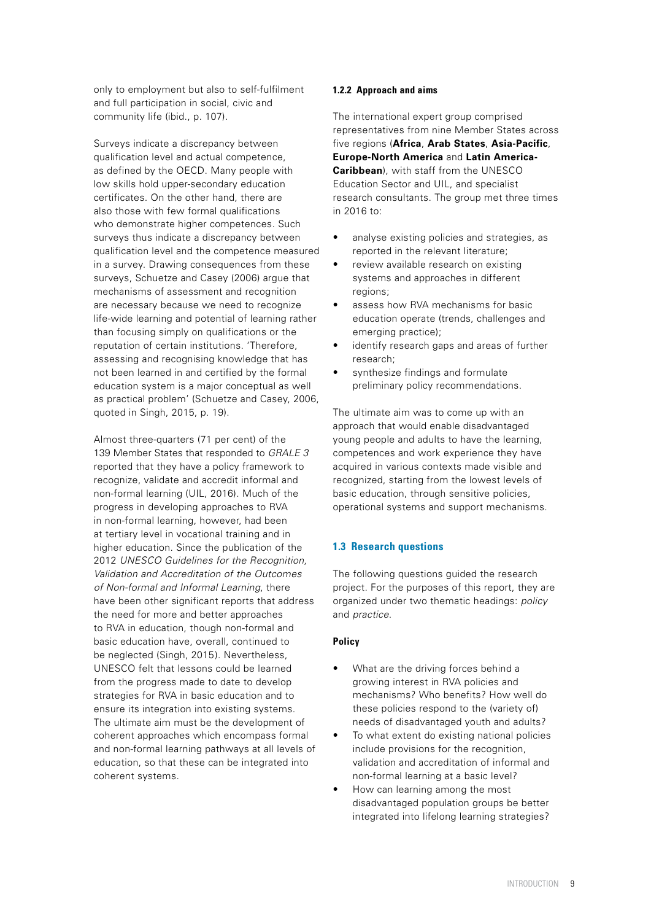only to employment but also to self-fulfilment and full participation in social, civic and community life (ibid., p. 107).

Surveys indicate a discrepancy between qualification level and actual competence, as defined by the OECD. Many people with low skills hold upper-secondary education certificates. On the other hand, there are also those with few formal qualifications who demonstrate higher competences. Such surveys thus indicate a discrepancy between qualification level and the competence measured in a survey. Drawing consequences from these surveys, Schuetze and Casey (2006) argue that mechanisms of assessment and recognition are necessary because we need to recognize life-wide learning and potential of learning rather than focusing simply on qualifications or the reputation of certain institutions. 'Therefore, assessing and recognising knowledge that has not been learned in and certified by the formal education system is a major conceptual as well as practical problem' (Schuetze and Casey, 2006, quoted in Singh, 2015, p. 19).

Almost three-quarters (71 per cent) of the 139 Member States that responded to *GRALE 3* reported that they have a policy framework to recognize, validate and accredit informal and non-formal learning (UIL, 2016). Much of the progress in developing approaches to RVA in non-formal learning, however, had been at tertiary level in vocational training and in higher education. Since the publication of the 2012 *UNESCO Guidelines for the Recognition, Validation and Accreditation of the Outcomes of Non-formal and Informal Learning,* there have been other significant reports that address the need for more and better approaches to RVA in education, though non-formal and basic education have, overall, continued to be neglected (Singh, 2015). Nevertheless, UNESCO felt that lessons could be learned from the progress made to date to develop strategies for RVA in basic education and to ensure its integration into existing systems. The ultimate aim must be the development of coherent approaches which encompass formal and non-formal learning pathways at all levels of education, so that these can be integrated into coherent systems.

### 1.2.2 Approach and aims

The international expert group comprised representatives from nine Member States across five regions (**Africa**, **Arab States**, **Asia-Pacific**, **Europe-North America** and **Latin America-Caribbean**), with staff from the UNESCO Education Sector and UIL, and specialist research consultants. The group met three times in 2016 to:

- analyse existing policies and strategies, as reported in the relevant literature;
- review available research on existing systems and approaches in different regions;
- assess how RVA mechanisms for basic education operate (trends, challenges and emerging practice);
- identify research gaps and areas of further research;
- synthesize findings and formulate preliminary policy recommendations.

The ultimate aim was to come up with an approach that would enable disadvantaged young people and adults to have the learning, competences and work experience they have acquired in various contexts made visible and recognized, starting from the lowest levels of basic education, through sensitive policies, operational systems and support mechanisms.

## 1.3 Research questions

The following questions guided the research project. For the purposes of this report, they are organized under two thematic headings: *policy* and *practice*.

#### Policy

- What are the driving forces behind a growing interest in RVA policies and mechanisms? Who benefits? How well do these policies respond to the (variety of) needs of disadvantaged youth and adults?
- To what extent do existing national policies include provisions for the recognition, validation and accreditation of informal and non-formal learning at a basic level?
- How can learning among the most disadvantaged population groups be better integrated into lifelong learning strategies?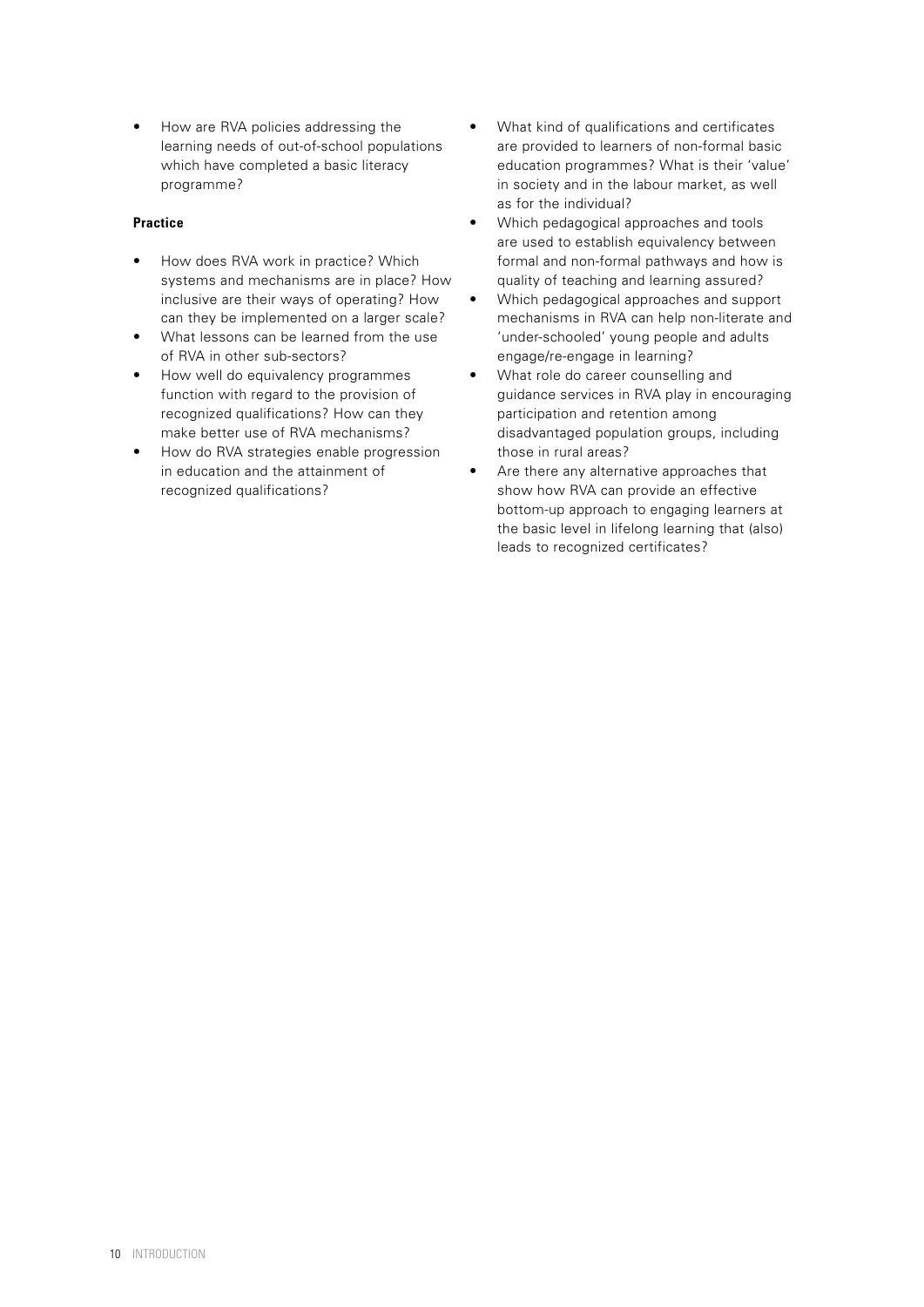- How are RVA policies addressing the learning needs of out-of-school populations which have completed a basic literacy programme?

**Practice**

- How does RVA work in practice? Which systems and mechanisms are in place? How inclusive are their ways of operating? How can they be implemented on a larger scale?
- What lessons can be learned from the use of RVA in other sub-sectors?
- How well do equivalency programmes function with regard to the provision of recognized qualifications? How can they make better use of RVA mechanisms?
- How do RVA strategies enable progression in education and the attainment of recognized qualifications?
- What kind of qualifications and certificates are provided to learners of non-formal basic education programmes? What is their 'value' in society and in the labour market, as well as for the individual?
- Which pedagogical approaches and tools are used to establish equivalency between formal and non-formal pathways and how is quality of teaching and learning assured?
- Which pedagogical approaches and support mechanisms in RVA can help non-literate and 'under-schooled' young people and adults engage/re-engage in learning?
- What role do career counselling and guidance services in RVA play in encouraging participation and retention among disadvantaged population groups, including those in rural areas?
- Are there any alternative approaches that show how RVA can provide an effective bottom-up approach to engaging learners at the basic level in lifelong learning that (also) leads to recognized certificates?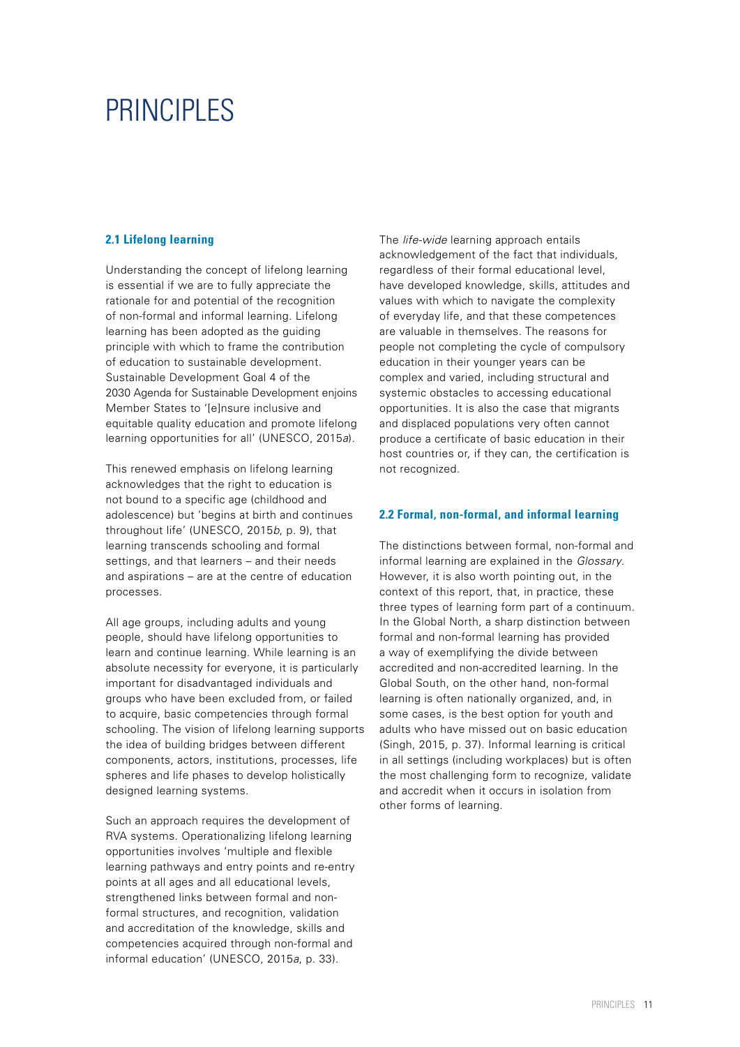# PRINCIPLES

## 2.1 Lifelong learning

Understanding the concept of lifelong learning is essential if we are to fully appreciate the rationale for and potential of the recognition of non-formal and informal learning. Lifelong learning has been adopted as the guiding principle with which to frame the contribution of education to sustainable development. Sustainable Development Goal 4 of the 2030 Agenda for Sustainable Development enjoins Member States to '[e]nsure inclusive and equitable quality education and promote lifelong learning opportunities for all' (UNESCO, 2015*a*).

This renewed emphasis on lifelong learning acknowledges that the right to education is not bound to a specific age (childhood and adolescence) but 'begins at birth and continues throughout life' (UNESCO, 2015*b*, p. 9), that learning transcends schooling and formal settings, and that learners – and their needs and aspirations – are at the centre of education processes.

All age groups, including adults and young people, should have lifelong opportunities to learn and continue learning. While learning is an absolute necessity for everyone, it is particularly important for disadvantaged individuals and groups who have been excluded from, or failed to acquire, basic competencies through formal schooling. The vision of lifelong learning supports the idea of building bridges between different components, actors, institutions, processes, life spheres and life phases to develop holistically designed learning systems.

Such an approach requires the development of RVA systems. Operationalizing lifelong learning opportunities involves 'multiple and flexible learning pathways and entry points and re-entry points at all ages and all educational levels, strengthened links between formal and non-formal structures, and recognition, validation and accreditation of the knowledge, skills and competencies acquired through non-formal and informal education' (UNESCO, 2015*a*, p. 33).

The *life-wide* learning approach entails acknowledgement of the fact that individuals, regardless of their formal educational level, have developed knowledge, skills, attitudes and values with which to navigate the complexity of everyday life, and that these competences are valuable in themselves. The reasons for people not completing the cycle of compulsory education in their younger years can be complex and varied, including structural and systemic obstacles to accessing educational opportunities. It is also the case that migrants and displaced populations very often cannot produce a certificate of basic education in their host countries or, if they can, the certification is not recognized.

## 2.2 Formal, non-formal, and informal learning

The distinctions between formal, non-formal and informal learning are explained in the *Glossary*. However, it is also worth pointing out, in the context of this report, that, in practice, these three types of learning form part of a continuum. In the Global North, a sharp distinction between formal and non-formal learning has provided a way of exemplifying the divide between accredited and non-accredited learning. In the Global South, on the other hand, non-formal learning is often nationally organized, and, in some cases, is the best option for youth and adults who have missed out on basic education (Singh, 2015, p. 37). Informal learning is critical in all settings (including workplaces) but is often the most challenging form to recognize, validate and accredit when it occurs in isolation from other forms of learning.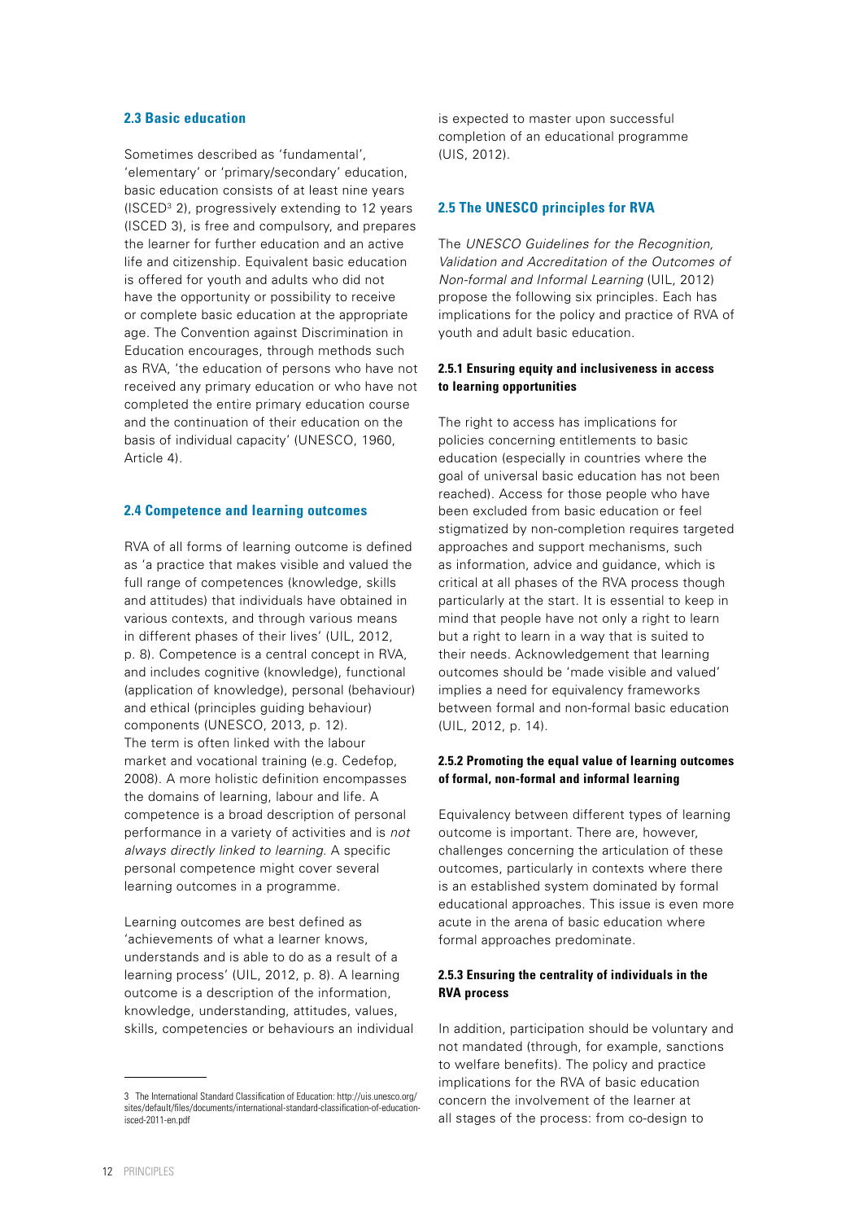## 2.3 Basic education

Sometimes described as 'fundamental', 'elementary' or 'primary/secondary' education, basic education consists of at least nine years (ISCED[3] 2), progressively extending to 12 years (ISCED 3), is free and compulsory, and prepares the learner for further education and an active life and citizenship. Equivalent basic education is offered for youth and adults who did not have the opportunity or possibility to receive or complete basic education at the appropriate age. The Convention against Discrimination in Education encourages, through methods such as RVA, 'the education of persons who have not received any primary education or who have not completed the entire primary education course and the continuation of their education on the basis of individual capacity' (UNESCO, 1960, Article 4).

## 2.4 Competence and learning outcomes

RVA of all forms of learning outcome is defined as 'a practice that makes visible and valued the full range of competences (knowledge, skills and attitudes) that individuals have obtained in various contexts, and through various means in different phases of their lives' (UIL, 2012, p. 8). Competence is a central concept in RVA, and includes cognitive (knowledge), functional (application of knowledge), personal (behaviour) and ethical (principles guiding behaviour) components (UNESCO, 2013, p. 12). The term is often linked with the labour market and vocational training (e.g. Cedefop, 2008). A more holistic definition encompasses the domains of learning, labour and life. A competence is a broad description of personal performance in a variety of activities and is *not always directly linked to learning.* A specific personal competence might cover several learning outcomes in a programme.

Learning outcomes are best defined as 'achievements of what a learner knows, understands and is able to do as a result of a learning process' (UIL, 2012, p. 8). A learning outcome is a description of the information, knowledge, understanding, attitudes, values, skills, competencies or behaviours an individual is expected to master upon successful completion of an educational programme (UIS, 2012).

## 2.5 The UNESCO principles for RVA

The *UNESCO Guidelines for the Recognition, Validation and Accreditation of the Outcomes of Non-formal and Informal Learning* (UIL, 2012) propose the following six principles. Each has implications for the policy and practice of RVA of youth and adult basic education.

### 2.5.1 Ensuring equity and inclusiveness in access to learning opportunities

The right to access has implications for policies concerning entitlements to basic education (especially in countries where the goal of universal basic education has not been reached). Access for those people who have been excluded from basic education or feel stigmatized by non-completion requires targeted approaches and support mechanisms, such as information, advice and guidance, which is critical at all phases of the RVA process though particularly at the start. It is essential to keep in mind that people have not only a right to learn but a right to learn in a way that is suited to their needs. Acknowledgement that learning outcomes should be 'made visible and valued' implies a need for equivalency frameworks between formal and non-formal basic education (UIL, 2012, p. 14).

### 2.5.2 Promoting the equal value of learning outcomes of formal, non-formal and informal learning

Equivalency between different types of learning outcome is important. There are, however, challenges concerning the articulation of these outcomes, particularly in contexts where there is an established system dominated by formal educational approaches. This issue is even more acute in the arena of basic education where formal approaches predominate.

### 2.5.3 Ensuring the centrality of individuals in the RVA process

In addition, participation should be voluntary and not mandated (through, for example, sanctions to welfare benefits). The policy and practice implications for the RVA of basic education concern the involvement of the learner at all stages of the process: from co-design to

---

3 The International Standard Classification of Education: http://uis.unesco.org/sites/default/files/documents/international-standard-classification-of-education-isced-2011-en.pdf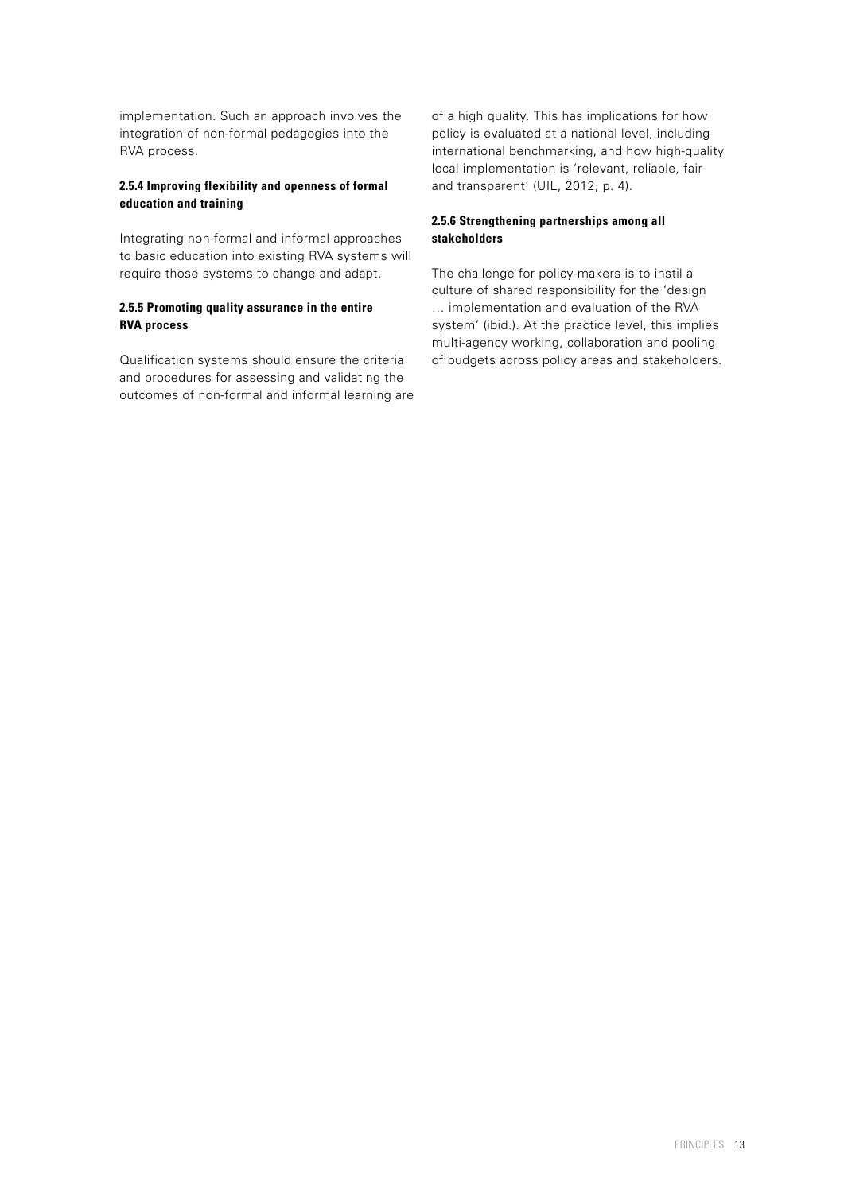implementation. Such an approach involves the integration of non-formal pedagogies into the RVA process.

#### 2.5.4 Improving flexibility and openness of formal education and training

Integrating non-formal and informal approaches to basic education into existing RVA systems will require those systems to change and adapt.

#### 2.5.5 Promoting quality assurance in the entire RVA process

Qualification systems should ensure the criteria and procedures for assessing and validating the outcomes of non-formal and informal learning are of a high quality. This has implications for how policy is evaluated at a national level, including international benchmarking, and how high-quality local implementation is 'relevant, reliable, fair and transparent' (UIL, 2012, p. 4).

#### 2.5.6 Strengthening partnerships among all stakeholders

The challenge for policy-makers is to instil a culture of shared responsibility for the 'design … implementation and evaluation of the RVA system' (ibid.). At the practice level, this implies multi-agency working, collaboration and pooling of budgets across policy areas and stakeholders.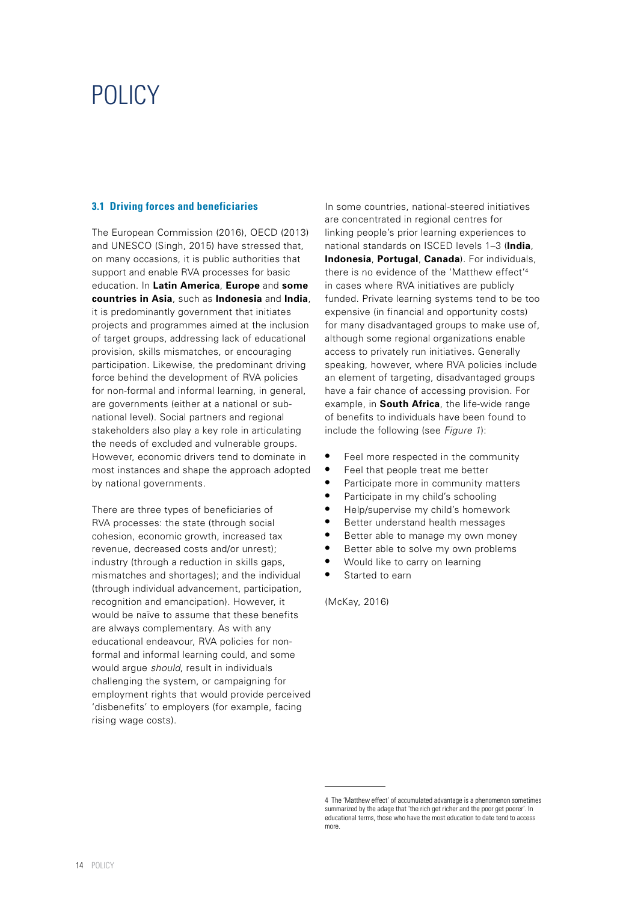# POLICY

### 3.1 Driving forces and beneficiaries

The European Commission (2016), OECD (2013) and UNESCO (Singh, 2015) have stressed that, on many occasions, it is public authorities that support and enable RVA processes for basic education. In **Latin America**, **Europe** and **some countries in Asia**, such as **Indonesia** and **India**, it is predominantly government that initiates projects and programmes aimed at the inclusion of target groups, addressing lack of educational provision, skills mismatches, or encouraging participation. Likewise, the predominant driving force behind the development of RVA policies for non-formal and informal learning, in general, are governments (either at a national or sub-national level). Social partners and regional stakeholders also play a key role in articulating the needs of excluded and vulnerable groups. However, economic drivers tend to dominate in most instances and shape the approach adopted by national governments.

There are three types of beneficiaries of RVA processes: the state (through social cohesion, economic growth, increased tax revenue, decreased costs and/or unrest); industry (through a reduction in skills gaps, mismatches and shortages); and the individual (through individual advancement, participation, recognition and emancipation). However, it would be naïve to assume that these benefits are always complementary. As with any educational endeavour, RVA policies for non-formal and informal learning could, and some would argue *should*, result in individuals challenging the system, or campaigning for employment rights that would provide perceived 'disbenefits' to employers (for example, facing rising wage costs).

In some countries, national-steered initiatives are concentrated in regional centres for linking people's prior learning experiences to national standards on ISCED levels 1–3 (**India**, **Indonesia**, **Portugal**, **Canada**). For individuals, there is no evidence of the 'Matthew effect'[4] in cases where RVA initiatives are publicly funded. Private learning systems tend to be too expensive (in financial and opportunity costs) for many disadvantaged groups to make use of, although some regional organizations enable access to privately run initiatives. Generally speaking, however, where RVA policies include an element of targeting, disadvantaged groups have a fair chance of accessing provision. For example, in **South Africa**, the life-wide range of benefits to individuals have been found to include the following (see *Figure 1*):

- Feel more respected in the community
- Feel that people treat me better
- Participate more in community matters
- Participate in my child's schooling
- Help/supervise my child's homework
- Better understand health messages
- Better able to manage my own money
- Better able to solve my own problems
- Would like to carry on learning
- Started to earn

(McKay, 2016)

---

4 The 'Matthew effect' of accumulated advantage is a phenomenon sometimes summarized by the adage that 'the rich get richer and the poor get poorer'. In educational terms, those who have the most education to date tend to access more.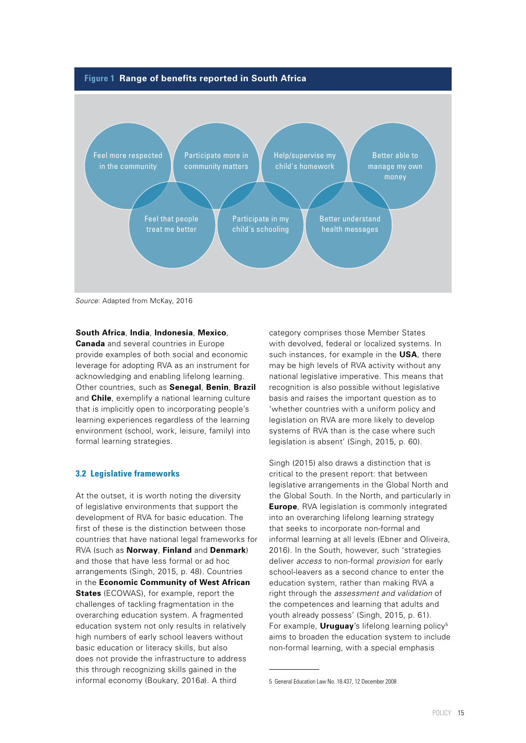**Figure 1** **Range of benefits reported in South Africa**

Feel more respected in the community

Participate more in community matters

Help/supervise my child's homework

Better able to manage my own money

Feel that people treat me better

Participate in my child's schooling

Better understand health messages

*Source*: Adapted from McKay, 2016

**South Africa**, **India**, **Indonesia**, **Mexico**, **Canada** and several countries in Europe provide examples of both social and economic leverage for adopting RVA as an instrument for acknowledging and enabling lifelong learning. Other countries, such as **Senegal**, **Benin**, **Brazil** and **Chile**, exemplify a national learning culture that is implicitly open to incorporating people's learning experiences regardless of the learning environment (school, work, leisure, family) into formal learning strategies.

### 3.2 Legislative frameworks

At the outset, it is worth noting the diversity of legislative environments that support the development of RVA for basic education. The first of these is the distinction between those countries that have national legal frameworks for RVA (such as **Norway**, **Finland** and **Denmark**) and those that have less formal or ad hoc arrangements (Singh, 2015, p. 48). Countries in the **Economic Community of West African States** (ECOWAS), for example, report the challenges of tackling fragmentation in the overarching education system. A fragmented education system not only results in relatively high numbers of early school leavers without basic education or literacy skills, but also does not provide the infrastructure to address this through recognizing skills gained in the informal economy (Boukary, 2016*a*). A third category comprises those Member States with devolved, federal or localized systems. In such instances, for example in the **USA**, there may be high levels of RVA activity without any national legislative imperative. This means that recognition is also possible without legislative basis and raises the important question as to 'whether countries with a uniform policy and legislation on RVA are more likely to develop systems of RVA than is the case where such legislation is absent' (Singh, 2015, p. 60).

Singh (2015) also draws a distinction that is critical to the present report: that between legislative arrangements in the Global North and the Global South. In the North, and particularly in **Europe**, RVA legislation is commonly integrated into an overarching lifelong learning strategy that seeks to incorporate non-formal and informal learning at all levels (Ebner and Oliveira, 2016). In the South, however, such 'strategies deliver *access* to non-formal *provision* for early school-leavers as a second chance to enter the education system, rather than making RVA a right through the *assessment and validation* of the competences and learning that adults and youth already possess' (Singh, 2015, p. 61). For example, **Uruguay**'s lifelong learning policy[5] aims to broaden the education system to include non-formal learning, with a special emphasis

5 General Education Law No. 18.437, 12 December 2008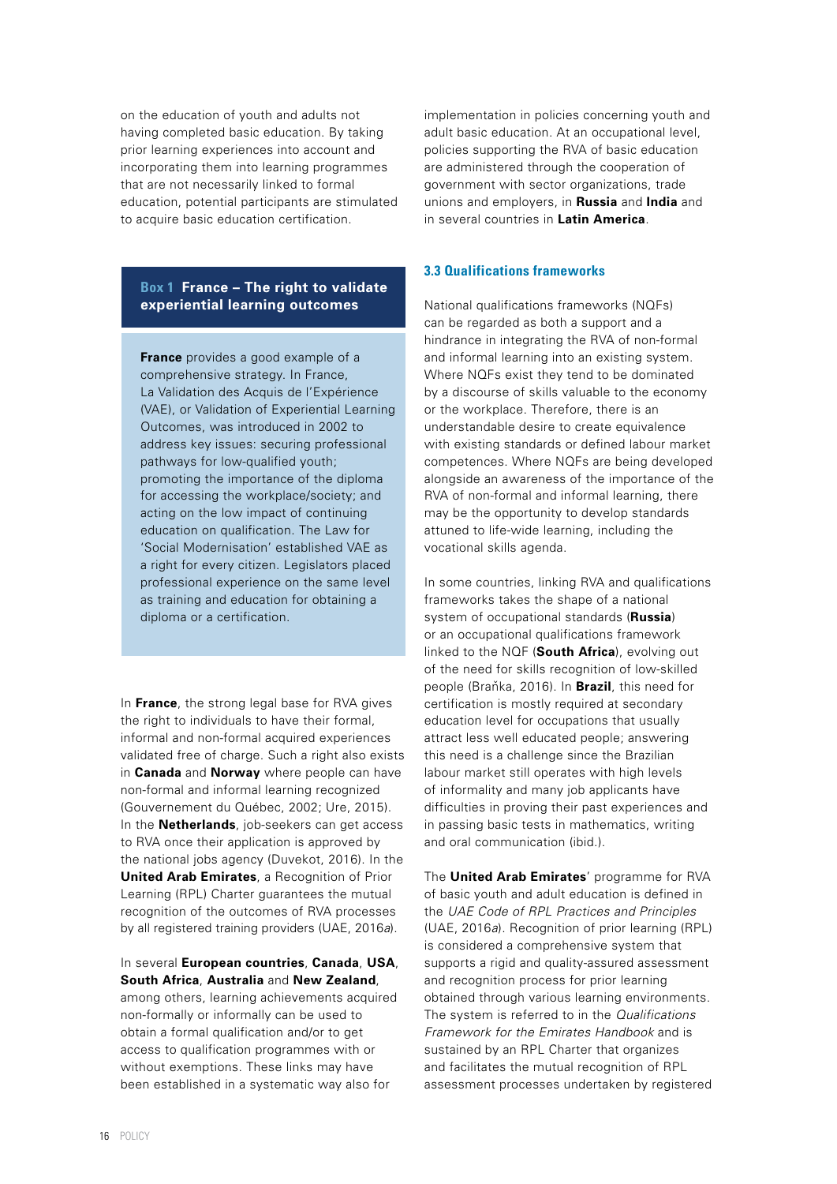on the education of youth and adults not having completed basic education. By taking prior learning experiences into account and incorporating them into learning programmes that are not necessarily linked to formal education, potential participants are stimulated to acquire basic education certification.

> **Box 1 France – The right to validate experiential learning outcomes**
>
> **France** provides a good example of a comprehensive strategy. In France, La Validation des Acquis de l'Expérience (VAE), or Validation of Experiential Learning Outcomes, was introduced in 2002 to address key issues: securing professional pathways for low-qualified youth; promoting the importance of the diploma for accessing the workplace/society; and acting on the low impact of continuing education on qualification. The Law for 'Social Modernisation' established VAE as a right for every citizen. Legislators placed professional experience on the same level as training and education for obtaining a diploma or a certification.

In **France**, the strong legal base for RVA gives the right to individuals to have their formal, informal and non-formal acquired experiences validated free of charge. Such a right also exists in **Canada** and **Norway** where people can have non-formal and informal learning recognized (Gouvernement du Québec, 2002; Ure, 2015). In the **Netherlands**, job-seekers can get access to RVA once their application is approved by the national jobs agency (Duvekot, 2016). In the **United Arab Emirates**, a Recognition of Prior Learning (RPL) Charter guarantees the mutual recognition of the outcomes of RVA processes by all registered training providers (UAE, 2016*a*).

In several **European countries**, **Canada**, **USA**, **South Africa**, **Australia** and **New Zealand**, among others, learning achievements acquired non-formally or informally can be used to obtain a formal qualification and/or to get access to qualification programmes with or without exemptions. These links may have been established in a systematic way also for implementation in policies concerning youth and adult basic education. At an occupational level, policies supporting the RVA of basic education are administered through the cooperation of government with sector organizations, trade unions and employers, in **Russia** and **India** and in several countries in **Latin America**.

### 3.3 Qualifications frameworks

National qualifications frameworks (NQFs) can be regarded as both a support and a hindrance in integrating the RVA of non-formal and informal learning into an existing system. Where NQFs exist they tend to be dominated by a discourse of skills valuable to the economy or the workplace. Therefore, there is an understandable desire to create equivalence with existing standards or defined labour market competences. Where NQFs are being developed alongside an awareness of the importance of the RVA of non-formal and informal learning, there may be the opportunity to develop standards attuned to life-wide learning, including the vocational skills agenda.

In some countries, linking RVA and qualifications frameworks takes the shape of a national system of occupational standards (**Russia**) or an occupational qualifications framework linked to the NQF (**South Africa**), evolving out of the need for skills recognition of low-skilled people (Braňka, 2016). In **Brazil**, this need for certification is mostly required at secondary education level for occupations that usually attract less well educated people; answering this need is a challenge since the Brazilian labour market still operates with high levels of informality and many job applicants have difficulties in proving their past experiences and in passing basic tests in mathematics, writing and oral communication (ibid.).

The **United Arab Emirates**' programme for RVA of basic youth and adult education is defined in the *UAE Code of RPL Practices and Principles* (UAE, 2016*a*). Recognition of prior learning (RPL) is considered a comprehensive system that supports a rigid and quality-assured assessment and recognition process for prior learning obtained through various learning environments. The system is referred to in the *Qualifications Framework for the Emirates Handbook* and is sustained by an RPL Charter that organizes and facilitates the mutual recognition of RPL assessment processes undertaken by registered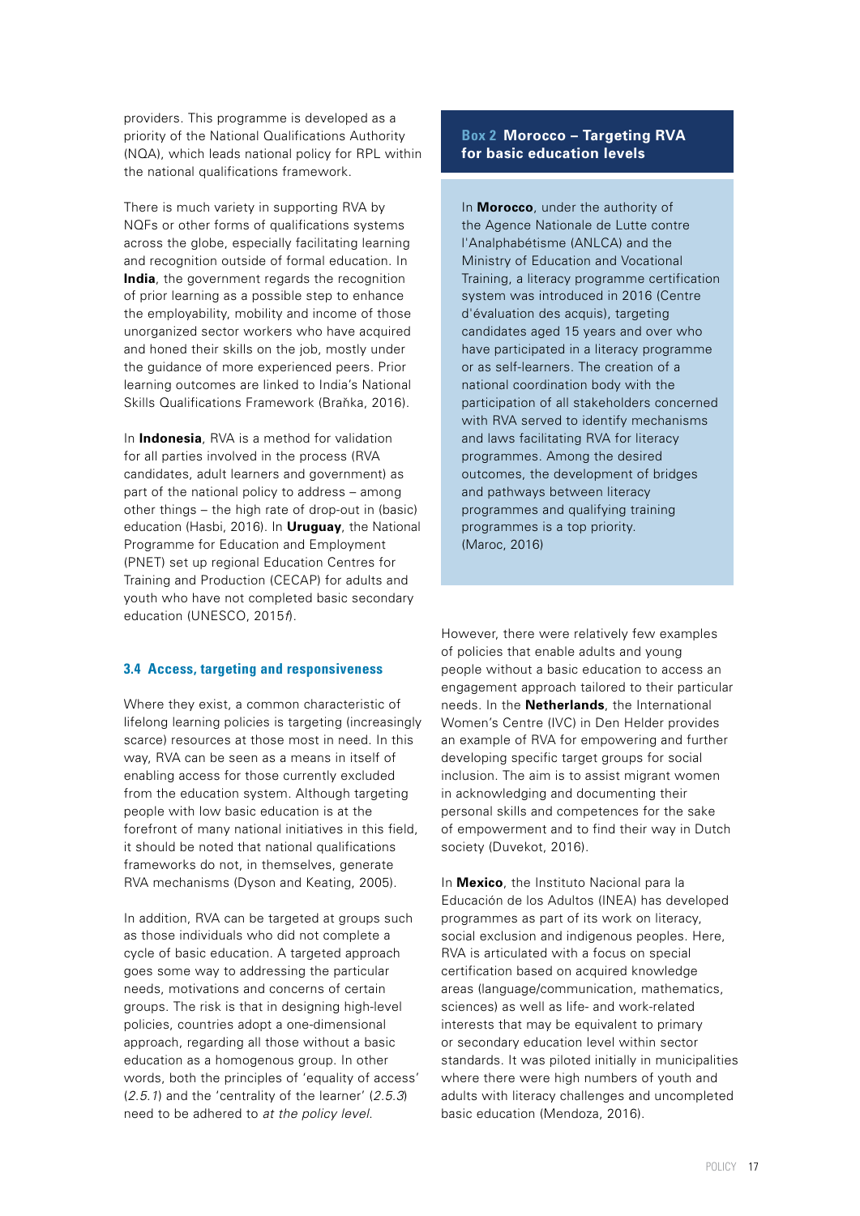providers. This programme is developed as a priority of the National Qualifications Authority (NQA), which leads national policy for RPL within the national qualifications framework.

There is much variety in supporting RVA by NQFs or other forms of qualifications systems across the globe, especially facilitating learning and recognition outside of formal education. In **India**, the government regards the recognition of prior learning as a possible step to enhance the employability, mobility and income of those unorganized sector workers who have acquired and honed their skills on the job, mostly under the guidance of more experienced peers. Prior learning outcomes are linked to India's National Skills Qualifications Framework (Braňka, 2016).

In **Indonesia**, RVA is a method for validation for all parties involved in the process (RVA candidates, adult learners and government) as part of the national policy to address – among other things – the high rate of drop-out in (basic) education (Hasbi, 2016). In **Uruguay**, the National Programme for Education and Employment (PNET) set up regional Education Centres for Training and Production (CECAP) for adults and youth who have not completed basic secondary education (UNESCO, 2015*f*).

### 3.4 Access, targeting and responsiveness

Where they exist, a common characteristic of lifelong learning policies is targeting (increasingly scarce) resources at those most in need. In this way, RVA can be seen as a means in itself of enabling access for those currently excluded from the education system. Although targeting people with low basic education is at the forefront of many national initiatives in this field, it should be noted that national qualifications frameworks do not, in themselves, generate RVA mechanisms (Dyson and Keating, 2005).

In addition, RVA can be targeted at groups such as those individuals who did not complete a cycle of basic education. A targeted approach goes some way to addressing the particular needs, motivations and concerns of certain groups. The risk is that in designing high-level policies, countries adopt a one-dimensional approach, regarding all those without a basic education as a homogenous group. In other words, both the principles of 'equality of access' (*2.5.1*) and the 'centrality of the learner' (*2.5.3*) need to be adhered to *at the policy level*.

> **Box 2 Morocco – Targeting RVA for basic education levels**
>
> In **Morocco**, under the authority of the Agence Nationale de Lutte contre l'Analphabétisme (ANLCA) and the Ministry of Education and Vocational Training, a literacy programme certification system was introduced in 2016 (Centre d'évaluation des acquis), targeting candidates aged 15 years and over who have participated in a literacy programme or as self-learners. The creation of a national coordination body with the participation of all stakeholders concerned with RVA served to identify mechanisms and laws facilitating RVA for literacy programmes. Among the desired outcomes, the development of bridges and pathways between literacy programmes and qualifying training programmes is a top priority.
> (Maroc, 2016)

However, there were relatively few examples of policies that enable adults and young people without a basic education to access an engagement approach tailored to their particular needs. In the **Netherlands**, the International Women's Centre (IVC) in Den Helder provides an example of RVA for empowering and further developing specific target groups for social inclusion. The aim is to assist migrant women in acknowledging and documenting their personal skills and competences for the sake of empowerment and to find their way in Dutch society (Duvekot, 2016).

In **Mexico**, the Instituto Nacional para la Educación de los Adultos (INEA) has developed programmes as part of its work on literacy, social exclusion and indigenous peoples. Here, RVA is articulated with a focus on special certification based on acquired knowledge areas (language/communication, mathematics, sciences) as well as life- and work-related interests that may be equivalent to primary or secondary education level within sector standards. It was piloted initially in municipalities where there were high numbers of youth and adults with literacy challenges and uncompleted basic education (Mendoza, 2016).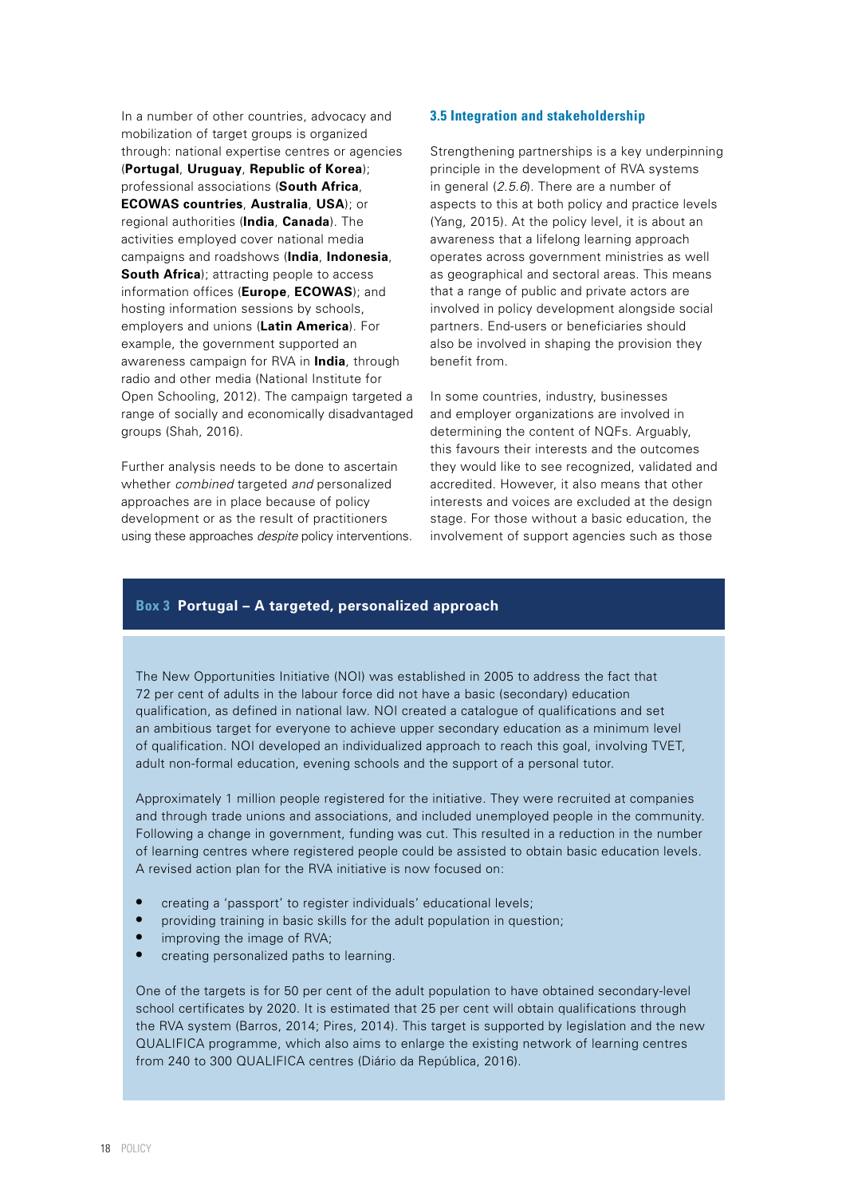In a number of other countries, advocacy and mobilization of target groups is organized through: national expertise centres or agencies (**Portugal**, **Uruguay**, **Republic of Korea**); professional associations (**South Africa**, **ECOWAS countries**, **Australia**, **USA**); or regional authorities (**India**, **Canada**). The activities employed cover national media campaigns and roadshows (**India**, **Indonesia**, **South Africa**); attracting people to access information offices (**Europe**, **ECOWAS**); and hosting information sessions by schools, employers and unions (**Latin America**). For example, the government supported an awareness campaign for RVA in **India**, through radio and other media (National Institute for Open Schooling, 2012). The campaign targeted a range of socially and economically disadvantaged groups (Shah, 2016).

Further analysis needs to be done to ascertain whether *combined* targeted *and* personalized approaches are in place because of policy development or as the result of practitioners using these approaches *despite* policy interventions.

### 3.5 Integration and stakeholdership

Strengthening partnerships is a key underpinning principle in the development of RVA systems in general (*2.5.6*). There are a number of aspects to this at both policy and practice levels (Yang, 2015). At the policy level, it is about an awareness that a lifelong learning approach operates across government ministries as well as geographical and sectoral areas. This means that a range of public and private actors are involved in policy development alongside social partners. End-users or beneficiaries should also be involved in shaping the provision they benefit from.

In some countries, industry, businesses and employer organizations are involved in determining the content of NQFs. Arguably, this favours their interests and the outcomes they would like to see recognized, validated and accredited. However, it also means that other interests and voices are excluded at the design stage. For those without a basic education, the involvement of support agencies such as those

> **Box 3 Portugal – A targeted, personalized approach**
>
> The New Opportunities Initiative (NOI) was established in 2005 to address the fact that 72 per cent of adults in the labour force did not have a basic (secondary) education qualification, as defined in national law. NOI created a catalogue of qualifications and set an ambitious target for everyone to achieve upper secondary education as a minimum level of qualification. NOI developed an individualized approach to reach this goal, involving TVET, adult non-formal education, evening schools and the support of a personal tutor.
>
> Approximately 1 million people registered for the initiative. They were recruited at companies and through trade unions and associations, and included unemployed people in the community. Following a change in government, funding was cut. This resulted in a reduction in the number of learning centres where registered people could be assisted to obtain basic education levels. A revised action plan for the RVA initiative is now focused on:
>
> - creating a 'passport' to register individuals' educational levels;
> - providing training in basic skills for the adult population in question;
> - improving the image of RVA;
> - creating personalized paths to learning.
>
> One of the targets is for 50 per cent of the adult population to have obtained secondary-level school certificates by 2020. It is estimated that 25 per cent will obtain qualifications through the RVA system (Barros, 2014; Pires, 2014). This target is supported by legislation and the new QUALIFICA programme, which also aims to enlarge the existing network of learning centres from 240 to 300 QUALIFICA centres (Diário da República, 2016).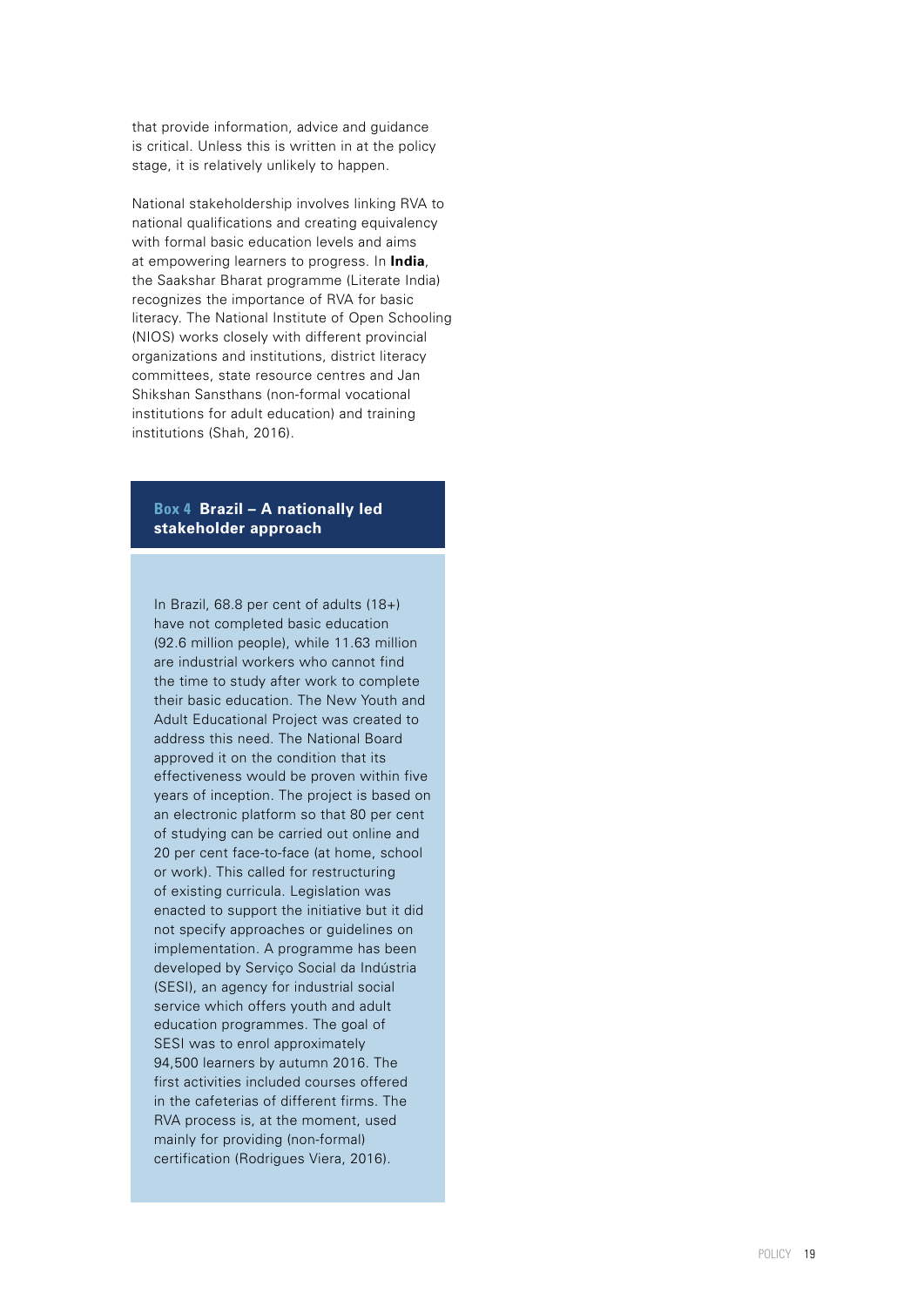that provide information, advice and guidance is critical. Unless this is written in at the policy stage, it is relatively unlikely to happen.

National stakeholdership involves linking RVA to national qualifications and creating equivalency with formal basic education levels and aims at empowering learners to progress. In **India**, the Saakshar Bharat programme (Literate India) recognizes the importance of RVA for basic literacy. The National Institute of Open Schooling (NIOS) works closely with different provincial organizations and institutions, district literacy committees, state resource centres and Jan Shikshan Sansthans (non-formal vocational institutions for adult education) and training institutions (Shah, 2016).

### Box 4 Brazil – A nationally led stakeholder approach

In Brazil, 68.8 per cent of adults (18+) have not completed basic education (92.6 million people), while 11.63 million are industrial workers who cannot find the time to study after work to complete their basic education. The New Youth and Adult Educational Project was created to address this need. The National Board approved it on the condition that its effectiveness would be proven within five years of inception. The project is based on an electronic platform so that 80 per cent of studying can be carried out online and 20 per cent face-to-face (at home, school or work). This called for restructuring of existing curricula. Legislation was enacted to support the initiative but it did not specify approaches or guidelines on implementation. A programme has been developed by Serviço Social da Indústria (SESI), an agency for industrial social service which offers youth and adult education programmes. The goal of SESI was to enrol approximately 94,500 learners by autumn 2016. The first activities included courses offered in the cafeterias of different firms. The RVA process is, at the moment, used mainly for providing (non-formal) certification (Rodrigues Viera, 2016).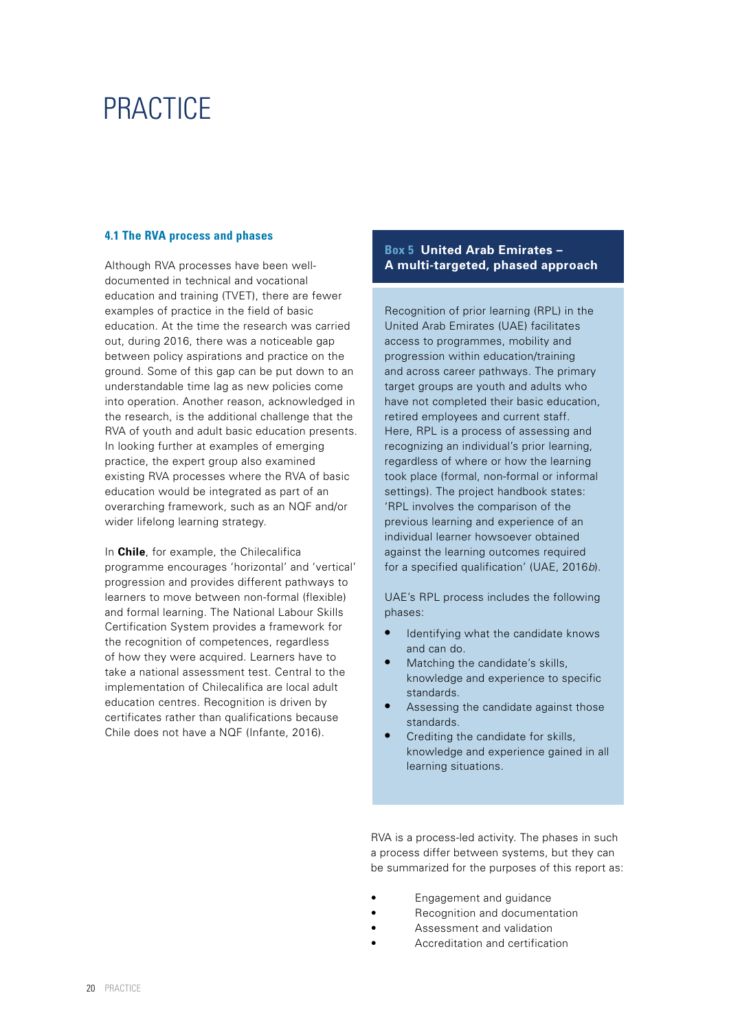# PRACTICE

### 4.1 The RVA process and phases

Although RVA processes have been well-documented in technical and vocational education and training (TVET), there are fewer examples of practice in the field of basic education. At the time the research was carried out, during 2016, there was a noticeable gap between policy aspirations and practice on the ground. Some of this gap can be put down to an understandable time lag as new policies come into operation. Another reason, acknowledged in the research, is the additional challenge that the RVA of youth and adult basic education presents. In looking further at examples of emerging practice, the expert group also examined existing RVA processes where the RVA of basic education would be integrated as part of an overarching framework, such as an NQF and/or wider lifelong learning strategy.

In **Chile**, for example, the Chilecalifica programme encourages 'horizontal' and 'vertical' progression and provides different pathways to learners to move between non-formal (flexible) and formal learning. The National Labour Skills Certification System provides a framework for the recognition of competences, regardless of how they were acquired. Learners have to take a national assessment test. Central to the implementation of Chilecalifica are local adult education centres. Recognition is driven by certificates rather than qualifications because Chile does not have a NQF (Infante, 2016).

> **Box 5 United Arab Emirates – A multi-targeted, phased approach**
>
> Recognition of prior learning (RPL) in the United Arab Emirates (UAE) facilitates access to programmes, mobility and progression within education/training and across career pathways. The primary target groups are youth and adults who have not completed their basic education, retired employees and current staff. Here, RPL is a process of assessing and recognizing an individual's prior learning, regardless of where or how the learning took place (formal, non-formal or informal settings). The project handbook states: 'RPL involves the comparison of the previous learning and experience of an individual learner howsoever obtained against the learning outcomes required for a specified qualification' (UAE, 2016*b*).
>
> UAE's RPL process includes the following phases:
>
> - Identifying what the candidate knows and can do.
> - Matching the candidate's skills, knowledge and experience to specific standards.
> - Assessing the candidate against those standards.
> - Crediting the candidate for skills, knowledge and experience gained in all learning situations.

RVA is a process-led activity. The phases in such a process differ between systems, but they can be summarized for the purposes of this report as:

- Engagement and guidance
- Recognition and documentation
- Assessment and validation
- Accreditation and certification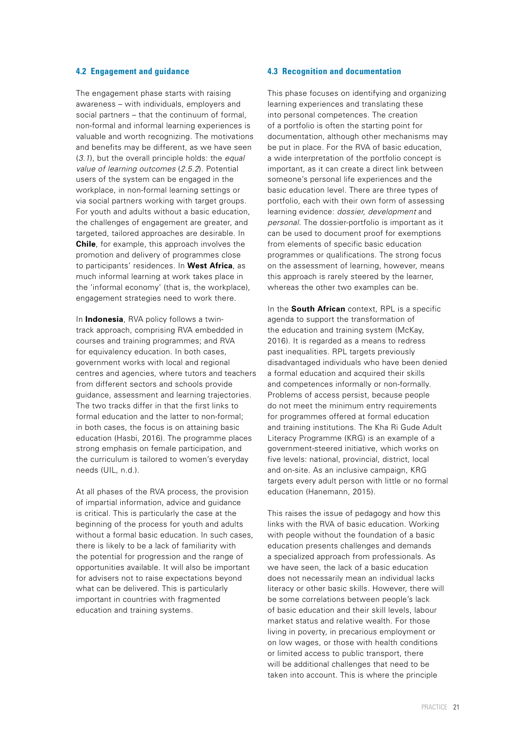### 4.2 Engagement and guidance

The engagement phase starts with raising awareness – with individuals, employers and social partners – that the continuum of formal, non-formal and informal learning experiences is valuable and worth recognizing. The motivations and benefits may be different, as we have seen (*3.1*), but the overall principle holds: the *equal value of learning outcomes* (*2.5.2*). Potential users of the system can be engaged in the workplace, in non-formal learning settings or via social partners working with target groups. For youth and adults without a basic education, the challenges of engagement are greater, and targeted, tailored approaches are desirable. In **Chile**, for example, this approach involves the promotion and delivery of programmes close to participants' residences. In **West Africa**, as much informal learning at work takes place in the 'informal economy' (that is, the workplace), engagement strategies need to work there.

In **Indonesia**, RVA policy follows a twin-track approach, comprising RVA embedded in courses and training programmes; and RVA for equivalency education. In both cases, government works with local and regional centres and agencies, where tutors and teachers from different sectors and schools provide guidance, assessment and learning trajectories. The two tracks differ in that the first links to formal education and the latter to non-formal; in both cases, the focus is on attaining basic education (Hasbi, 2016). The programme places strong emphasis on female participation, and the curriculum is tailored to women's everyday needs (UIL, n.d.).

At all phases of the RVA process, the provision of impartial information, advice and guidance is critical. This is particularly the case at the beginning of the process for youth and adults without a formal basic education. In such cases, there is likely to be a lack of familiarity with the potential for progression and the range of opportunities available. It will also be important for advisers not to raise expectations beyond what can be delivered. This is particularly important in countries with fragmented education and training systems.

### 4.3 Recognition and documentation

This phase focuses on identifying and organizing learning experiences and translating these into personal competences. The creation of a portfolio is often the starting point for documentation, although other mechanisms may be put in place. For the RVA of basic education, a wide interpretation of the portfolio concept is important, as it can create a direct link between someone's personal life experiences and the basic education level. There are three types of portfolio, each with their own form of assessing learning evidence: *dossier, development* and *personal*. The dossier-portfolio is important as it can be used to document proof for exemptions from elements of specific basic education programmes or qualifications. The strong focus on the assessment of learning, however, means this approach is rarely steered by the learner, whereas the other two examples can be.

In the **South African** context, RPL is a specific agenda to support the transformation of the education and training system (McKay, 2016). It is regarded as a means to redress past inequalities. RPL targets previously disadvantaged individuals who have been denied a formal education and acquired their skills and competences informally or non-formally. Problems of access persist, because people do not meet the minimum entry requirements for programmes offered at formal education and training institutions. The Kha Ri Gude Adult Literacy Programme (KRG) is an example of a government-steered initiative, which works on five levels: national, provincial, district, local and on-site. As an inclusive campaign, KRG targets every adult person with little or no formal education (Hanemann, 2015).

This raises the issue of pedagogy and how this links with the RVA of basic education. Working with people without the foundation of a basic education presents challenges and demands a specialized approach from professionals. As we have seen, the lack of a basic education does not necessarily mean an individual lacks literacy or other basic skills. However, there will be some correlations between people's lack of basic education and their skill levels, labour market status and relative wealth. For those living in poverty, in precarious employment or on low wages, or those with health conditions or limited access to public transport, there will be additional challenges that need to be taken into account. This is where the principle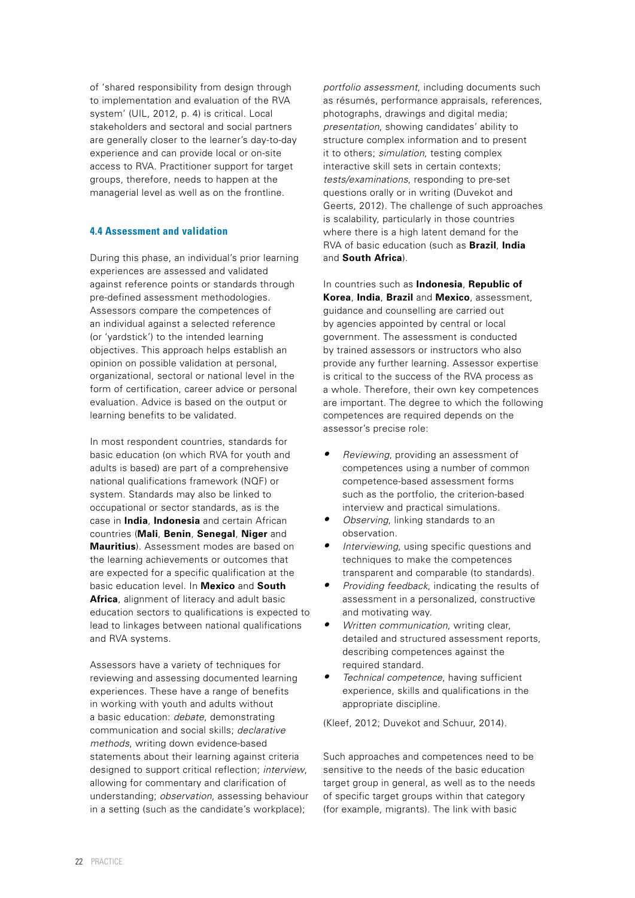of 'shared responsibility from design through to implementation and evaluation of the RVA system' (UIL, 2012, p. 4) is critical. Local stakeholders and sectoral and social partners are generally closer to the learner's day-to-day experience and can provide local or on-site access to RVA. Practitioner support for target groups, therefore, needs to happen at the managerial level as well as on the frontline.

### 4.4 Assessment and validation

During this phase, an individual's prior learning experiences are assessed and validated against reference points or standards through pre-defined assessment methodologies. Assessors compare the competences of an individual against a selected reference (or 'yardstick') to the intended learning objectives. This approach helps establish an opinion on possible validation at personal, organizational, sectoral or national level in the form of certification, career advice or personal evaluation. Advice is based on the output or learning benefits to be validated.

In most respondent countries, standards for basic education (on which RVA for youth and adults is based) are part of a comprehensive national qualifications framework (NQF) or system. Standards may also be linked to occupational or sector standards, as is the case in **India**, **Indonesia** and certain African countries (**Mali**, **Benin**, **Senegal**, **Niger** and **Mauritius**). Assessment modes are based on the learning achievements or outcomes that are expected for a specific qualification at the basic education level. In **Mexico** and **South Africa**, alignment of literacy and adult basic education sectors to qualifications is expected to lead to linkages between national qualifications and RVA systems.

Assessors have a variety of techniques for reviewing and assessing documented learning experiences. These have a range of benefits in working with youth and adults without a basic education: *debate*, demonstrating communication and social skills; *declarative methods*, writing down evidence-based statements about their learning against criteria designed to support critical reflection; *interview*, allowing for commentary and clarification of understanding; *observation*, assessing behaviour in a setting (such as the candidate's workplace); *portfolio assessment*, including documents such as résumés, performance appraisals, references, photographs, drawings and digital media; *presentation*, showing candidates' ability to structure complex information and to present it to others; *simulation*, testing complex interactive skill sets in certain contexts; *tests/examinations*, responding to pre-set questions orally or in writing (Duvekot and Geerts, 2012). The challenge of such approaches is scalability, particularly in those countries where there is a high latent demand for the RVA of basic education (such as **Brazil**, **India** and **South Africa**).

In countries such as **Indonesia**, **Republic of Korea**, **India**, **Brazil** and **Mexico**, assessment, guidance and counselling are carried out by agencies appointed by central or local government. The assessment is conducted by trained assessors or instructors who also provide any further learning. Assessor expertise is critical to the success of the RVA process as a whole. Therefore, their own key competences are important. The degree to which the following competences are required depends on the assessor's precise role:

- *Reviewing*, providing an assessment of competences using a number of common competence-based assessment forms such as the portfolio, the criterion-based interview and practical simulations.
- *Observing*, linking standards to an observation.
- *Interviewing*, using specific questions and techniques to make the competences transparent and comparable (to standards).
- *Providing feedback*, indicating the results of assessment in a personalized, constructive and motivating way.
- *Written communication*, writing clear, detailed and structured assessment reports, describing competences against the required standard.
- *Technical competence*, having sufficient experience, skills and qualifications in the appropriate discipline.

(Kleef, 2012; Duvekot and Schuur, 2014).

Such approaches and competences need to be sensitive to the needs of the basic education target group in general, as well as to the needs of specific target groups within that category (for example, migrants). The link with basic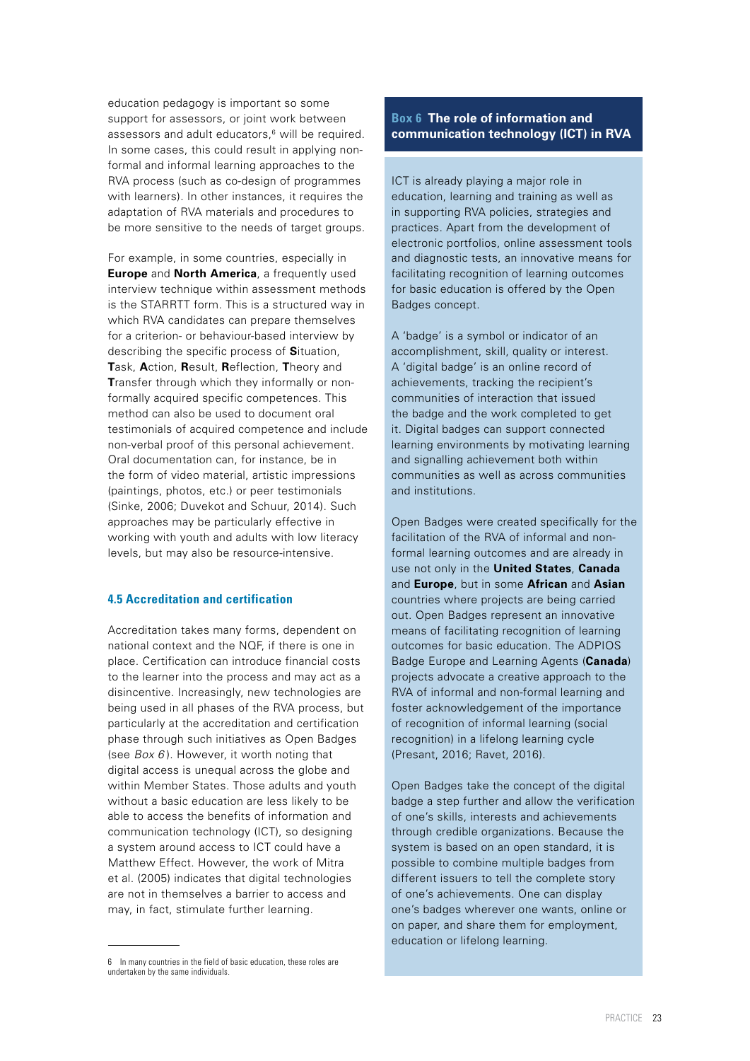education pedagogy is important so some support for assessors, or joint work between assessors and adult educators,[6] will be required. In some cases, this could result in applying non-formal and informal learning approaches to the RVA process (such as co-design of programmes with learners). In other instances, it requires the adaptation of RVA materials and procedures to be more sensitive to the needs of target groups.

For example, in some countries, especially in **Europe** and **North America**, a frequently used interview technique within assessment methods is the STARRTT form. This is a structured way in which RVA candidates can prepare themselves for a criterion- or behaviour-based interview by describing the specific process of **S**ituation, **T**ask, **A**ction, **R**esult, **R**eflection, **T**heory and **T**ransfer through which they informally or non-formally acquired specific competences. This method can also be used to document oral testimonials of acquired competence and include non-verbal proof of this personal achievement. Oral documentation can, for instance, be in the form of video material, artistic impressions (paintings, photos, etc.) or peer testimonials (Sinke, 2006; Duvekot and Schuur, 2014). Such approaches may be particularly effective in working with youth and adults with low literacy levels, but may also be resource-intensive.

### 4.5 Accreditation and certification

Accreditation takes many forms, dependent on national context and the NQF, if there is one in place. Certification can introduce financial costs to the learner into the process and may act as a disincentive. Increasingly, new technologies are being used in all phases of the RVA process, but particularly at the accreditation and certification phase through such initiatives as Open Badges (see *Box 6*). However, it worth noting that digital access is unequal across the globe and within Member States. Those adults and youth without a basic education are less likely to be able to access the benefits of information and communication technology (ICT), so designing a system around access to ICT could have a Matthew Effect. However, the work of Mitra et al. (2005) indicates that digital technologies are not in themselves a barrier to access and may, in fact, stimulate further learning.

6 In many countries in the field of basic education, these roles are undertaken by the same individuals.

#### Box 6 The role of information and communication technology (ICT) in RVA

ICT is already playing a major role in education, learning and training as well as in supporting RVA policies, strategies and practices. Apart from the development of electronic portfolios, online assessment tools and diagnostic tests, an innovative means for facilitating recognition of learning outcomes for basic education is offered by the Open Badges concept.

A 'badge' is a symbol or indicator of an accomplishment, skill, quality or interest. A 'digital badge' is an online record of achievements, tracking the recipient's communities of interaction that issued the badge and the work completed to get it. Digital badges can support connected learning environments by motivating learning and signalling achievement both within communities as well as across communities and institutions.

Open Badges were created specifically for the facilitation of the RVA of informal and non-formal learning outcomes and are already in use not only in the **United States**, **Canada** and **Europe**, but in some **African** and **Asian** countries where projects are being carried out. Open Badges represent an innovative means of facilitating recognition of learning outcomes for basic education. The ADPIOS Badge Europe and Learning Agents (**Canada**) projects advocate a creative approach to the RVA of informal and non-formal learning and foster acknowledgement of the importance of recognition of informal learning (social recognition) in a lifelong learning cycle (Presant, 2016; Ravet, 2016).

Open Badges take the concept of the digital badge a step further and allow the verification of one's skills, interests and achievements through credible organizations. Because the system is based on an open standard, it is possible to combine multiple badges from different issuers to tell the complete story of one's achievements. One can display one's badges wherever one wants, online or on paper, and share them for employment, education or lifelong learning.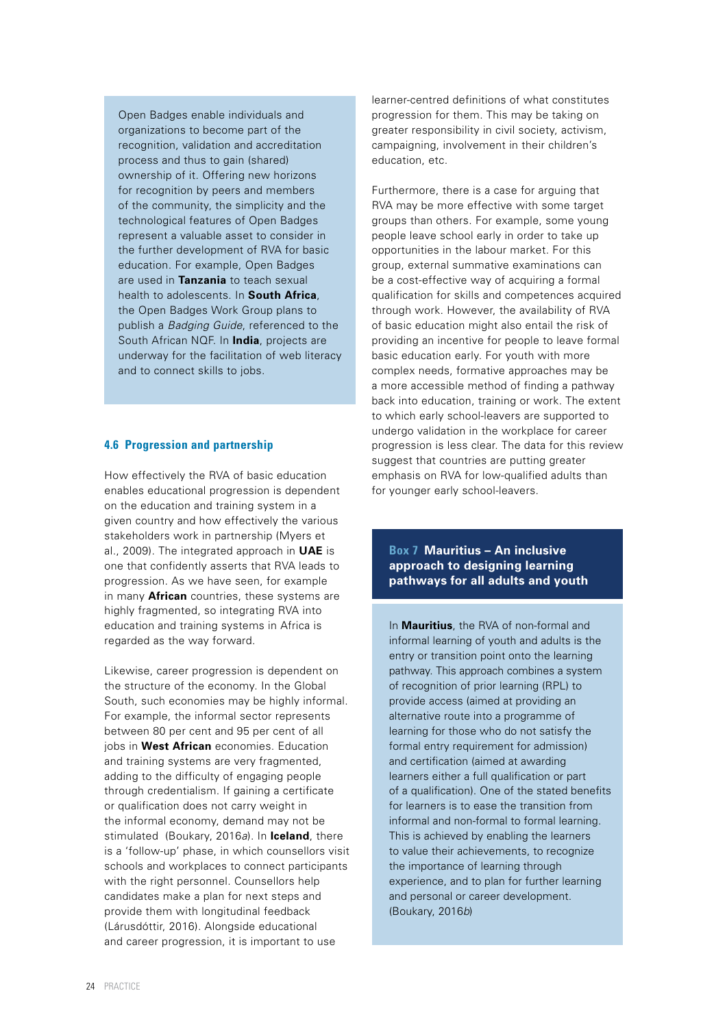Open Badges enable individuals and organizations to become part of the recognition, validation and accreditation process and thus to gain (shared) ownership of it. Offering new horizons for recognition by peers and members of the community, the simplicity and the technological features of Open Badges represent a valuable asset to consider in the further development of RVA for basic education. For example, Open Badges are used in **Tanzania** to teach sexual health to adolescents. In **South Africa**, the Open Badges Work Group plans to publish a *Badging Guide*, referenced to the South African NQF. In **India**, projects are underway for the facilitation of web literacy and to connect skills to jobs.

### 4.6 Progression and partnership

How effectively the RVA of basic education enables educational progression is dependent on the education and training system in a given country and how effectively the various stakeholders work in partnership (Myers et al., 2009). The integrated approach in **UAE** is one that confidently asserts that RVA leads to progression. As we have seen, for example in many **African** countries, these systems are highly fragmented, so integrating RVA into education and training systems in Africa is regarded as the way forward.

Likewise, career progression is dependent on the structure of the economy. In the Global South, such economies may be highly informal. For example, the informal sector represents between 80 per cent and 95 per cent of all jobs in **West African** economies. Education and training systems are very fragmented, adding to the difficulty of engaging people through credentialism. If gaining a certificate or qualification does not carry weight in the informal economy, demand may not be stimulated (Boukary, 2016*a*). In **Iceland**, there is a 'follow-up' phase, in which counsellors visit schools and workplaces to connect participants with the right personnel. Counsellors help candidates make a plan for next steps and provide them with longitudinal feedback (Lárusdóttir, 2016). Alongside educational and career progression, it is important to use learner-centred definitions of what constitutes progression for them. This may be taking on greater responsibility in civil society, activism, campaigning, involvement in their children's education, etc.

Furthermore, there is a case for arguing that RVA may be more effective with some target groups than others. For example, some young people leave school early in order to take up opportunities in the labour market. For this group, external summative examinations can be a cost-effective way of acquiring a formal qualification for skills and competences acquired through work. However, the availability of RVA of basic education might also entail the risk of providing an incentive for people to leave formal basic education early. For youth with more complex needs, formative approaches may be a more accessible method of finding a pathway back into education, training or work. The extent to which early school-leavers are supported to undergo validation in the workplace for career progression is less clear. The data for this review suggest that countries are putting greater emphasis on RVA for low-qualified adults than for younger early school-leavers.

**Box 7 Mauritius – An inclusive approach to designing learning pathways for all adults and youth**

In **Mauritius**, the RVA of non-formal and informal learning of youth and adults is the entry or transition point onto the learning pathway. This approach combines a system of recognition of prior learning (RPL) to provide access (aimed at providing an alternative route into a programme of learning for those who do not satisfy the formal entry requirement for admission) and certification (aimed at awarding learners either a full qualification or part of a qualification). One of the stated benefits for learners is to ease the transition from informal and non-formal to formal learning. This is achieved by enabling the learners to value their achievements, to recognize the importance of learning through experience, and to plan for further learning and personal or career development. (Boukary, 2016*b*)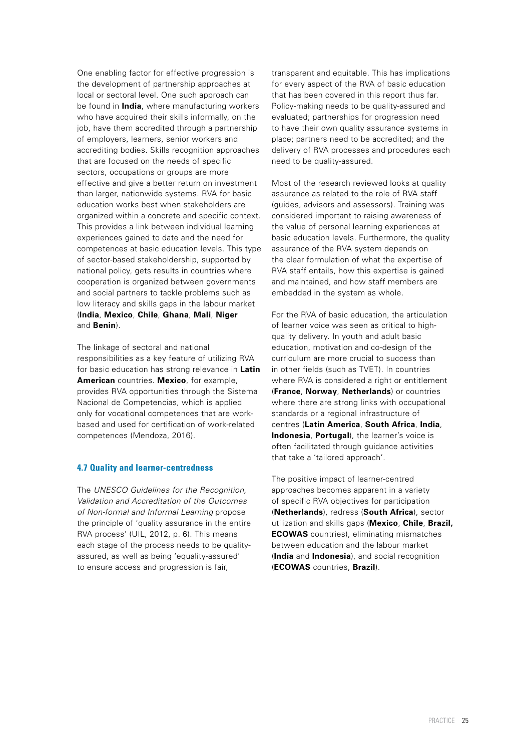One enabling factor for effective progression is the development of partnership approaches at local or sectoral level. One such approach can be found in **India**, where manufacturing workers who have acquired their skills informally, on the job, have them accredited through a partnership of employers, learners, senior workers and accrediting bodies. Skills recognition approaches that are focused on the needs of specific sectors, occupations or groups are more effective and give a better return on investment than larger, nationwide systems. RVA for basic education works best when stakeholders are organized within a concrete and specific context. This provides a link between individual learning experiences gained to date and the need for competences at basic education levels. This type of sector-based stakeholdership, supported by national policy, gets results in countries where cooperation is organized between governments and social partners to tackle problems such as low literacy and skills gaps in the labour market (**India**, **Mexico**, **Chile**, **Ghana**, **Mali**, **Niger** and **Benin**).

The linkage of sectoral and national responsibilities as a key feature of utilizing RVA for basic education has strong relevance in **Latin American** countries. **Mexico**, for example, provides RVA opportunities through the Sistema Nacional de Competencias, which is applied only for vocational competences that are work-based and used for certification of work-related competences (Mendoza, 2016).

### 4.7 Quality and learner-centredness

The *UNESCO Guidelines for the Recognition, Validation and Accreditation of the Outcomes of Non-formal and Informal Learning* propose the principle of 'quality assurance in the entire RVA process' (UIL, 2012, p. 6). This means each stage of the process needs to be quality-assured, as well as being 'equality-assured' to ensure access and progression is fair, transparent and equitable. This has implications for every aspect of the RVA of basic education that has been covered in this report thus far. Policy-making needs to be quality-assured and evaluated; partnerships for progression need to have their own quality assurance systems in place; partners need to be accredited; and the delivery of RVA processes and procedures each need to be quality-assured.

Most of the research reviewed looks at quality assurance as related to the role of RVA staff (guides, advisors and assessors). Training was considered important to raising awareness of the value of personal learning experiences at basic education levels. Furthermore, the quality assurance of the RVA system depends on the clear formulation of what the expertise of RVA staff entails, how this expertise is gained and maintained, and how staff members are embedded in the system as whole.

For the RVA of basic education, the articulation of learner voice was seen as critical to high-quality delivery. In youth and adult basic education, motivation and co-design of the curriculum are more crucial to success than in other fields (such as TVET). In countries where RVA is considered a right or entitlement (**France**, **Norway**, **Netherlands**) or countries where there are strong links with occupational standards or a regional infrastructure of centres (**Latin America**, **South Africa**, **India**, **Indonesia**, **Portugal**), the learner's voice is often facilitated through guidance activities that take a 'tailored approach'.

The positive impact of learner-centred approaches becomes apparent in a variety of specific RVA objectives for participation (**Netherlands**), redress (**South Africa**), sector utilization and skills gaps (**Mexico**, **Chile**, **Brazil,** **ECOWAS** countries), eliminating mismatches between education and the labour market (**India** and **Indonesia**), and social recognition (**ECOWAS** countries, **Brazil**).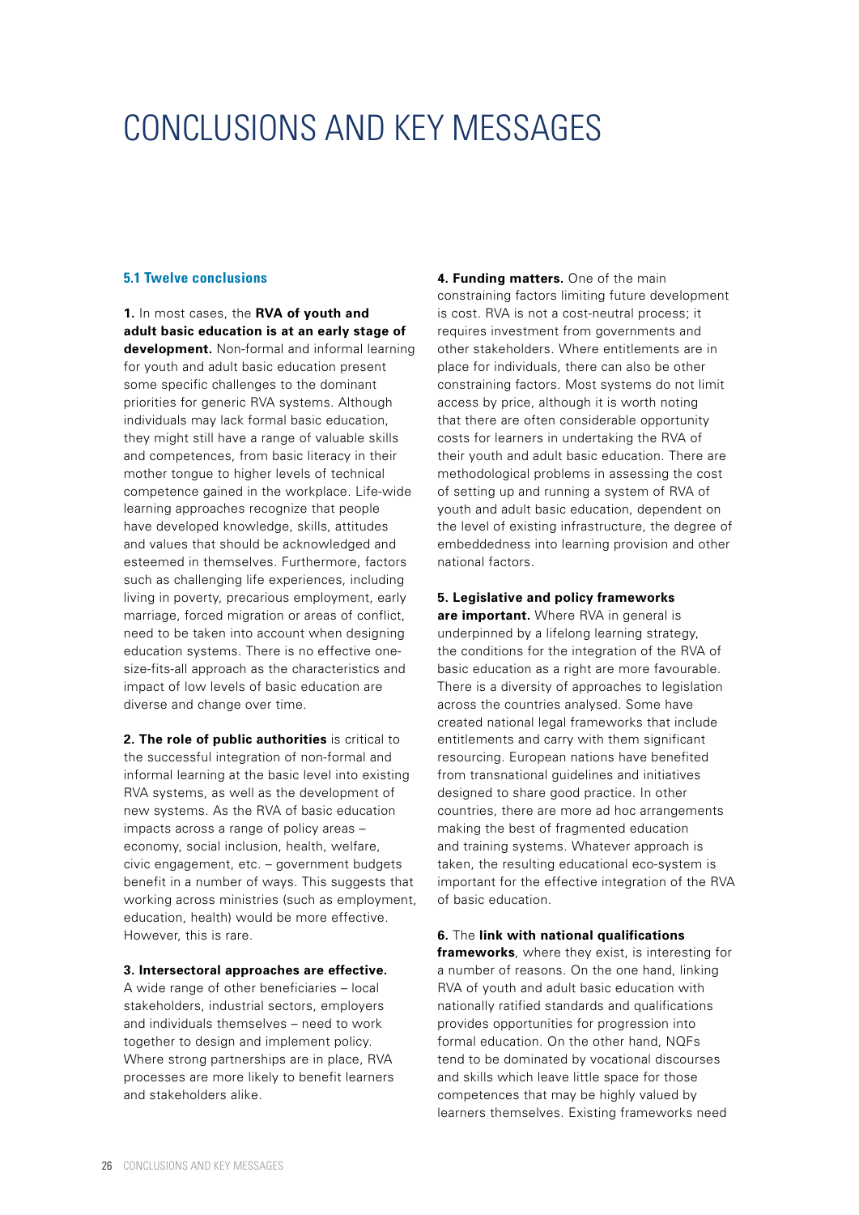# CONCLUSIONS AND KEY MESSAGES

### 5.1 Twelve conclusions

**1.** In most cases, the **RVA of youth and adult basic education is at an early stage of development.** Non-formal and informal learning for youth and adult basic education present some specific challenges to the dominant priorities for generic RVA systems. Although individuals may lack formal basic education, they might still have a range of valuable skills and competences, from basic literacy in their mother tongue to higher levels of technical competence gained in the workplace. Life-wide learning approaches recognize that people have developed knowledge, skills, attitudes and values that should be acknowledged and esteemed in themselves. Furthermore, factors such as challenging life experiences, including living in poverty, precarious employment, early marriage, forced migration or areas of conflict, need to be taken into account when designing education systems. There is no effective one-size-fits-all approach as the characteristics and impact of low levels of basic education are diverse and change over time.

**2. The role of public authorities** is critical to the successful integration of non-formal and informal learning at the basic level into existing RVA systems, as well as the development of new systems. As the RVA of basic education impacts across a range of policy areas – economy, social inclusion, health, welfare, civic engagement, etc. – government budgets benefit in a number of ways. This suggests that working across ministries (such as employment, education, health) would be more effective. However, this is rare.

**3. Intersectoral approaches are effective.** A wide range of other beneficiaries – local stakeholders, industrial sectors, employers and individuals themselves – need to work together to design and implement policy. Where strong partnerships are in place, RVA processes are more likely to benefit learners and stakeholders alike.

**4. Funding matters.** One of the main constraining factors limiting future development is cost. RVA is not a cost-neutral process; it requires investment from governments and other stakeholders. Where entitlements are in place for individuals, there can also be other constraining factors. Most systems do not limit access by price, although it is worth noting that there are often considerable opportunity costs for learners in undertaking the RVA of their youth and adult basic education. There are methodological problems in assessing the cost of setting up and running a system of RVA of youth and adult basic education, dependent on the level of existing infrastructure, the degree of embeddedness into learning provision and other national factors.

**5. Legislative and policy frameworks are important.** Where RVA in general is underpinned by a lifelong learning strategy, the conditions for the integration of the RVA of basic education as a right are more favourable. There is a diversity of approaches to legislation across the countries analysed. Some have created national legal frameworks that include entitlements and carry with them significant resourcing. European nations have benefited from transnational guidelines and initiatives designed to share good practice. In other countries, there are more ad hoc arrangements making the best of fragmented education and training systems. Whatever approach is taken, the resulting educational eco-system is important for the effective integration of the RVA of basic education.

**6.** The **link with national qualifications frameworks**, where they exist, is interesting for a number of reasons. On the one hand, linking RVA of youth and adult basic education with nationally ratified standards and qualifications provides opportunities for progression into formal education. On the other hand, NQFs tend to be dominated by vocational discourses and skills which leave little space for those competences that may be highly valued by learners themselves. Existing frameworks need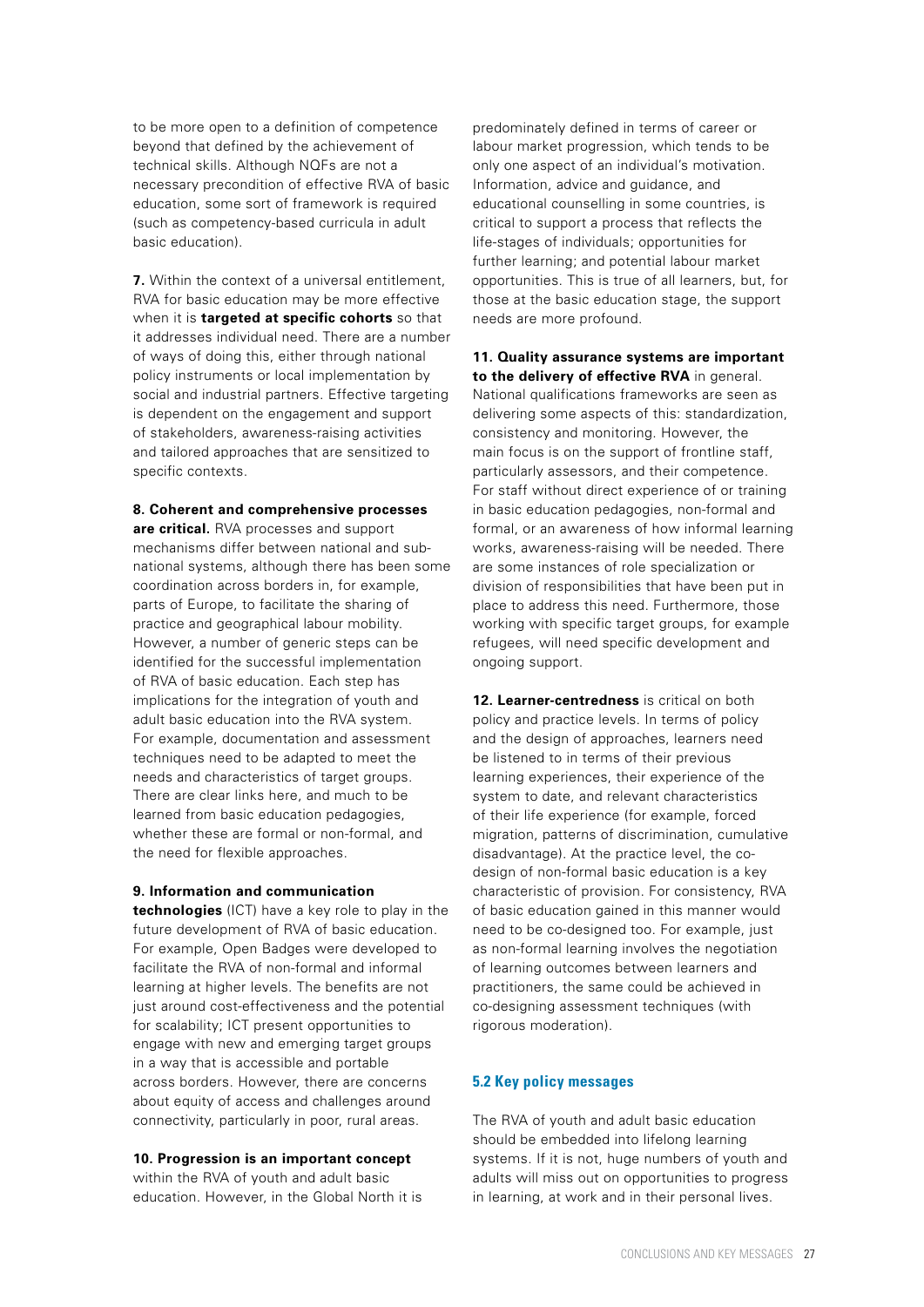to be more open to a definition of competence beyond that defined by the achievement of technical skills. Although NQFs are not a necessary precondition of effective RVA of basic education, some sort of framework is required (such as competency-based curricula in adult basic education).

**7.** Within the context of a universal entitlement, RVA for basic education may be more effective when it is **targeted at specific cohorts** so that it addresses individual need. There are a number of ways of doing this, either through national policy instruments or local implementation by social and industrial partners. Effective targeting is dependent on the engagement and support of stakeholders, awareness-raising activities and tailored approaches that are sensitized to specific contexts.

**8. Coherent and comprehensive processes are critical.** RVA processes and support mechanisms differ between national and sub-national systems, although there has been some coordination across borders in, for example, parts of Europe, to facilitate the sharing of practice and geographical labour mobility. However, a number of generic steps can be identified for the successful implementation of RVA of basic education. Each step has implications for the integration of youth and adult basic education into the RVA system. For example, documentation and assessment techniques need to be adapted to meet the needs and characteristics of target groups. There are clear links here, and much to be learned from basic education pedagogies, whether these are formal or non-formal, and the need for flexible approaches.

**9. Information and communication technologies** (ICT) have a key role to play in the future development of RVA of basic education. For example, Open Badges were developed to facilitate the RVA of non-formal and informal learning at higher levels. The benefits are not just around cost-effectiveness and the potential for scalability; ICT present opportunities to engage with new and emerging target groups in a way that is accessible and portable across borders. However, there are concerns about equity of access and challenges around connectivity, particularly in poor, rural areas.

**10. Progression is an important concept** within the RVA of youth and adult basic education. However, in the Global North it is predominately defined in terms of career or labour market progression, which tends to be only one aspect of an individual's motivation. Information, advice and guidance, and educational counselling in some countries, is critical to support a process that reflects the life-stages of individuals; opportunities for further learning; and potential labour market opportunities. This is true of all learners, but, for those at the basic education stage, the support needs are more profound.

**11. Quality assurance systems are important to the delivery of effective RVA** in general. National qualifications frameworks are seen as delivering some aspects of this: standardization, consistency and monitoring. However, the main focus is on the support of frontline staff, particularly assessors, and their competence. For staff without direct experience of or training in basic education pedagogies, non-formal and formal, or an awareness of how informal learning works, awareness-raising will be needed. There are some instances of role specialization or division of responsibilities that have been put in place to address this need. Furthermore, those working with specific target groups, for example refugees, will need specific development and ongoing support.

**12. Learner-centredness** is critical on both policy and practice levels. In terms of policy and the design of approaches, learners need be listened to in terms of their previous learning experiences, their experience of the system to date, and relevant characteristics of their life experience (for example, forced migration, patterns of discrimination, cumulative disadvantage). At the practice level, the co-design of non-formal basic education is a key characteristic of provision. For consistency, RVA of basic education gained in this manner would need to be co-designed too. For example, just as non-formal learning involves the negotiation of learning outcomes between learners and practitioners, the same could be achieved in co-designing assessment techniques (with rigorous moderation).

## 5.2 Key policy messages

The RVA of youth and adult basic education should be embedded into lifelong learning systems. If it is not, huge numbers of youth and adults will miss out on opportunities to progress in learning, at work and in their personal lives.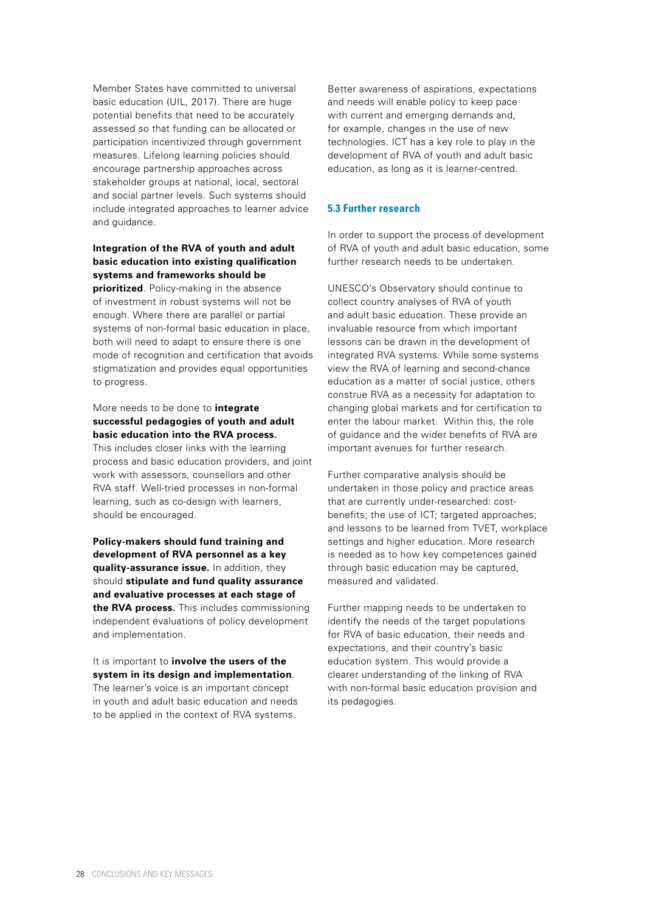Member States have committed to universal basic education (UIL, 2017). There are huge potential benefits that need to be accurately assessed so that funding can be allocated or participation incentivized through government measures. Lifelong learning policies should encourage partnership approaches across stakeholder groups at national, local, sectoral and social partner levels. Such systems should include integrated approaches to learner advice and guidance.

**Integration of the RVA of youth and adult basic education into existing qualification systems and frameworks should be prioritized**. Policy-making in the absence of investment in robust systems will not be enough. Where there are parallel or partial systems of non-formal basic education in place, both will need to adapt to ensure there is one mode of recognition and certification that avoids stigmatization and provides equal opportunities to progress.

More needs to be done to **integrate successful pedagogies of youth and adult basic education into the RVA process.** This includes closer links with the learning process and basic education providers, and joint work with assessors, counsellors and other RVA staff. Well-tried processes in non-formal learning, such as co-design with learners, should be encouraged.

**Policy-makers should fund training and development of RVA personnel as a key quality-assurance issue.** In addition, they should **stipulate and fund quality assurance and evaluative processes at each stage of the RVA process.** This includes commissioning independent evaluations of policy development and implementation.

It is important to **involve the users of the system in its design and implementation**. The learner's voice is an important concept in youth and adult basic education and needs to be applied in the context of RVA systems.

Better awareness of aspirations, expectations and needs will enable policy to keep pace with current and emerging demands and, for example, changes in the use of new technologies. ICT has a key role to play in the development of RVA of youth and adult basic education, as long as it is learner-centred.

### 5.3 Further research

In order to support the process of development of RVA of youth and adult basic education, some further research needs to be undertaken.

UNESCO's Observatory should continue to collect country analyses of RVA of youth and adult basic education. These provide an invaluable resource from which important lessons can be drawn in the development of integrated RVA systems. While some systems view the RVA of learning and second-chance education as a matter of social justice, others construe RVA as a necessity for adaptation to changing global markets and for certification to enter the labour market. Within this, the role of guidance and the wider benefits of RVA are important avenues for further research.

Further comparative analysis should be undertaken in those policy and practice areas that are currently under-researched: cost-benefits; the use of ICT; targeted approaches; and lessons to be learned from TVET, workplace settings and higher education. More research is needed as to how key competences gained through basic education may be captured, measured and validated.

Further mapping needs to be undertaken to identify the needs of the target populations for RVA of basic education, their needs and expectations, and their country's basic education system. This would provide a clearer understanding of the linking of RVA with non-formal basic education provision and its pedagogies.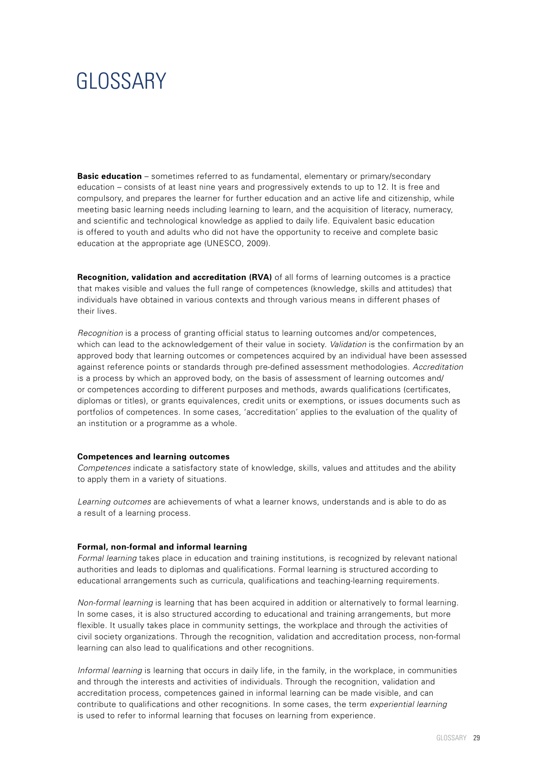# GLOSSARY

**Basic education** – sometimes referred to as fundamental, elementary or primary/secondary education – consists of at least nine years and progressively extends to up to 12. It is free and compulsory, and prepares the learner for further education and an active life and citizenship, while meeting basic learning needs including learning to learn, and the acquisition of literacy, numeracy, and scientific and technological knowledge as applied to daily life. Equivalent basic education is offered to youth and adults who did not have the opportunity to receive and complete basic education at the appropriate age (UNESCO, 2009).

**Recognition, validation and accreditation (RVA)** of all forms of learning outcomes is a practice that makes visible and values the full range of competences (knowledge, skills and attitudes) that individuals have obtained in various contexts and through various means in different phases of their lives.

*Recognition* is a process of granting official status to learning outcomes and/or competences, which can lead to the acknowledgement of their value in society. *Validation* is the confirmation by an approved body that learning outcomes or competences acquired by an individual have been assessed against reference points or standards through pre-defined assessment methodologies. *Accreditation* is a process by which an approved body, on the basis of assessment of learning outcomes and/ or competences according to different purposes and methods, awards qualifications (certificates, diplomas or titles), or grants equivalences, credit units or exemptions, or issues documents such as portfolios of competences. In some cases, 'accreditation' applies to the evaluation of the quality of an institution or a programme as a whole.

**Competences and learning outcomes**

*Competences* indicate a satisfactory state of knowledge, skills, values and attitudes and the ability to apply them in a variety of situations.

*Learning outcomes* are achievements of what a learner knows, understands and is able to do as a result of a learning process.

**Formal, non-formal and informal learning**

*Formal learning* takes place in education and training institutions, is recognized by relevant national authorities and leads to diplomas and qualifications. Formal learning is structured according to educational arrangements such as curricula, qualifications and teaching-learning requirements.

*Non-formal learning* is learning that has been acquired in addition or alternatively to formal learning. In some cases, it is also structured according to educational and training arrangements, but more flexible. It usually takes place in community settings, the workplace and through the activities of civil society organizations. Through the recognition, validation and accreditation process, non-formal learning can also lead to qualifications and other recognitions.

*Informal learning* is learning that occurs in daily life, in the family, in the workplace, in communities and through the interests and activities of individuals. Through the recognition, validation and accreditation process, competences gained in informal learning can be made visible, and can contribute to qualifications and other recognitions. In some cases, the term *experiential learning* is used to refer to informal learning that focuses on learning from experience.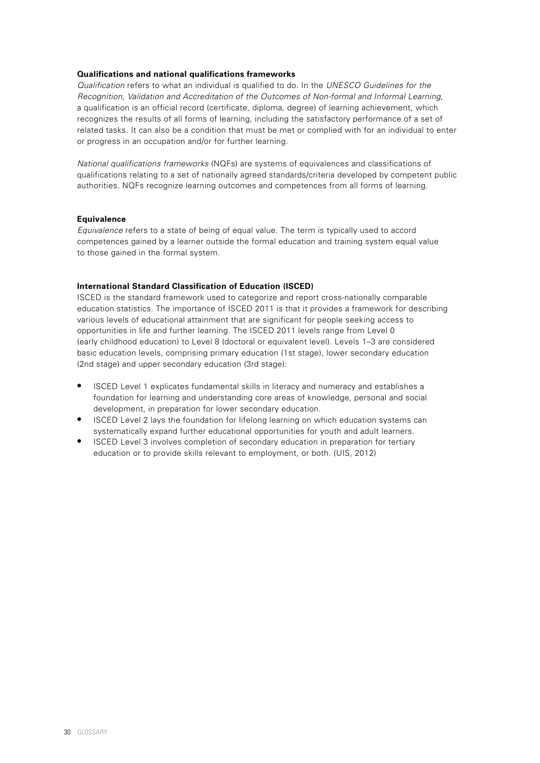**Qualifications and national qualifications frameworks**

*Qualification* refers to what an individual is qualified to do. In the *UNESCO Guidelines for the Recognition, Validation and Accreditation of the Outcomes of Non-formal and Informal Learning,* a qualification is an official record (certificate, diploma, degree) of learning achievement, which recognizes the results of all forms of learning, including the satisfactory performance of a set of related tasks. It can also be a condition that must be met or complied with for an individual to enter or progress in an occupation and/or for further learning.

*National qualifications frameworks* (NQFs) are systems of equivalences and classifications of qualifications relating to a set of nationally agreed standards/criteria developed by competent public authorities. NQFs recognize learning outcomes and competences from all forms of learning.

**Equivalence**

*Equivalence* refers to a state of being of equal value. The term is typically used to accord competences gained by a learner outside the formal education and training system equal value to those gained in the formal system.

**International Standard Classification of Education (ISCED)**

ISCED is the standard framework used to categorize and report cross-nationally comparable education statistics. The importance of ISCED 2011 is that it provides a framework for describing various levels of educational attainment that are significant for people seeking access to opportunities in life and further learning. The ISCED 2011 levels range from Level 0 (early childhood education) to Level 8 (doctoral or equivalent level). Levels 1–3 are considered basic education levels, comprising primary education (1st stage), lower secondary education (2nd stage) and upper secondary education (3rd stage):

- ISCED Level 1 explicates fundamental skills in literacy and numeracy and establishes a foundation for learning and understanding core areas of knowledge, personal and social development, in preparation for lower secondary education.
- ISCED Level 2 lays the foundation for lifelong learning on which education systems can systematically expand further educational opportunities for youth and adult learners.
- ISCED Level 3 involves completion of secondary education in preparation for tertiary education or to provide skills relevant to employment, or both. (UIS, 2012)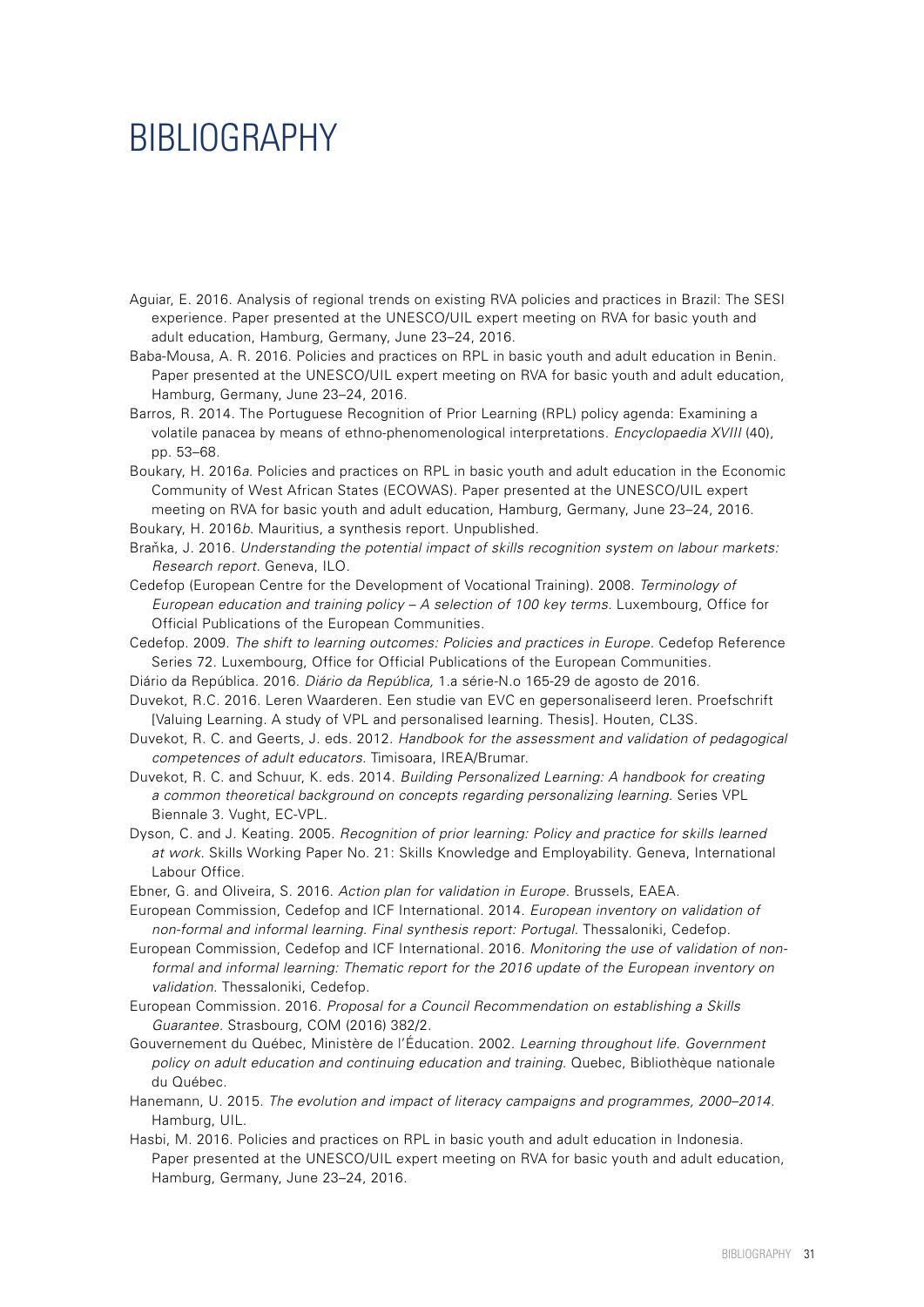# BIBLIOGRAPHY

Aguiar, E. 2016. Analysis of regional trends on existing RVA policies and practices in Brazil: The SESI experience. Paper presented at the UNESCO/UIL expert meeting on RVA for basic youth and adult education, Hamburg, Germany, June 23–24, 2016.

Baba-Mousa, A. R. 2016. Policies and practices on RPL in basic youth and adult education in Benin. Paper presented at the UNESCO/UIL expert meeting on RVA for basic youth and adult education, Hamburg, Germany, June 23–24, 2016.

Barros, R. 2014. The Portuguese Recognition of Prior Learning (RPL) policy agenda: Examining a volatile panacea by means of ethno-phenomenological interpretations. *Encyclopaedia XVIII* (40), pp. 53–68.

Boukary, H. 2016*a*. Policies and practices on RPL in basic youth and adult education in the Economic Community of West African States (ECOWAS). Paper presented at the UNESCO/UIL expert meeting on RVA for basic youth and adult education, Hamburg, Germany, June 23–24, 2016.

Boukary, H. 2016*b*. Mauritius, a synthesis report. Unpublished.

Braňka, J. 2016. *Understanding the potential impact of skills recognition system on labour markets: Research report*. Geneva, ILO.

Cedefop (European Centre for the Development of Vocational Training). 2008. *Terminology of European education and training policy – A selection of 100 key terms*. Luxembourg, Office for Official Publications of the European Communities.

Cedefop. 2009. *The shift to learning outcomes: Policies and practices in Europe*. Cedefop Reference Series 72. Luxembourg, Office for Official Publications of the European Communities.

Diário da República. 2016. *Diário da República,* 1.a série-N.o 165-29 de agosto de 2016.

Duvekot, R.C. 2016. Leren Waarderen. Een studie van EVC en gepersonaliseerd leren. Proefschrift [Valuing Learning. A study of VPL and personalised learning. Thesis]. Houten, CL3S.

Duvekot, R. C. and Geerts, J. eds. 2012. *Handbook for the assessment and validation of pedagogical competences of adult educators*. Timisoara, IREA/Brumar.

Duvekot, R. C. and Schuur, K. eds. 2014. *Building Personalized Learning: A handbook for creating a common theoretical background on concepts regarding personalizing learning*. Series VPL Biennale 3. Vught, EC-VPL.

Dyson, C. and J. Keating. 2005. *Recognition of prior learning: Policy and practice for skills learned at work*. Skills Working Paper No. 21: Skills Knowledge and Employability. Geneva, International Labour Office.

Ebner, G. and Oliveira, S. 2016. *Action plan for validation in Europe*. Brussels, EAEA.

European Commission, Cedefop and ICF International. 2014. *European inventory on validation of non-formal and informal learning. Final synthesis report: Portugal*. Thessaloniki, Cedefop.

European Commission, Cedefop and ICF International. 2016. *Monitoring the use of validation of non-formal and informal learning: Thematic report for the 2016 update of the European inventory on validation*. Thessaloniki, Cedefop.

European Commission. 2016. *Proposal for a Council Recommendation on establishing a Skills Guarantee*. Strasbourg, COM (2016) 382/2.

Gouvernement du Québec, Ministère de l'Éducation. 2002. *Learning throughout life. Government policy on adult education and continuing education and training*. Quebec, Bibliothèque nationale du Québec.

Hanemann, U. 2015. *The evolution and impact of literacy campaigns and programmes, 2000–2014*. Hamburg, UIL.

Hasbi, M. 2016. Policies and practices on RPL in basic youth and adult education in Indonesia. Paper presented at the UNESCO/UIL expert meeting on RVA for basic youth and adult education, Hamburg, Germany, June 23–24, 2016.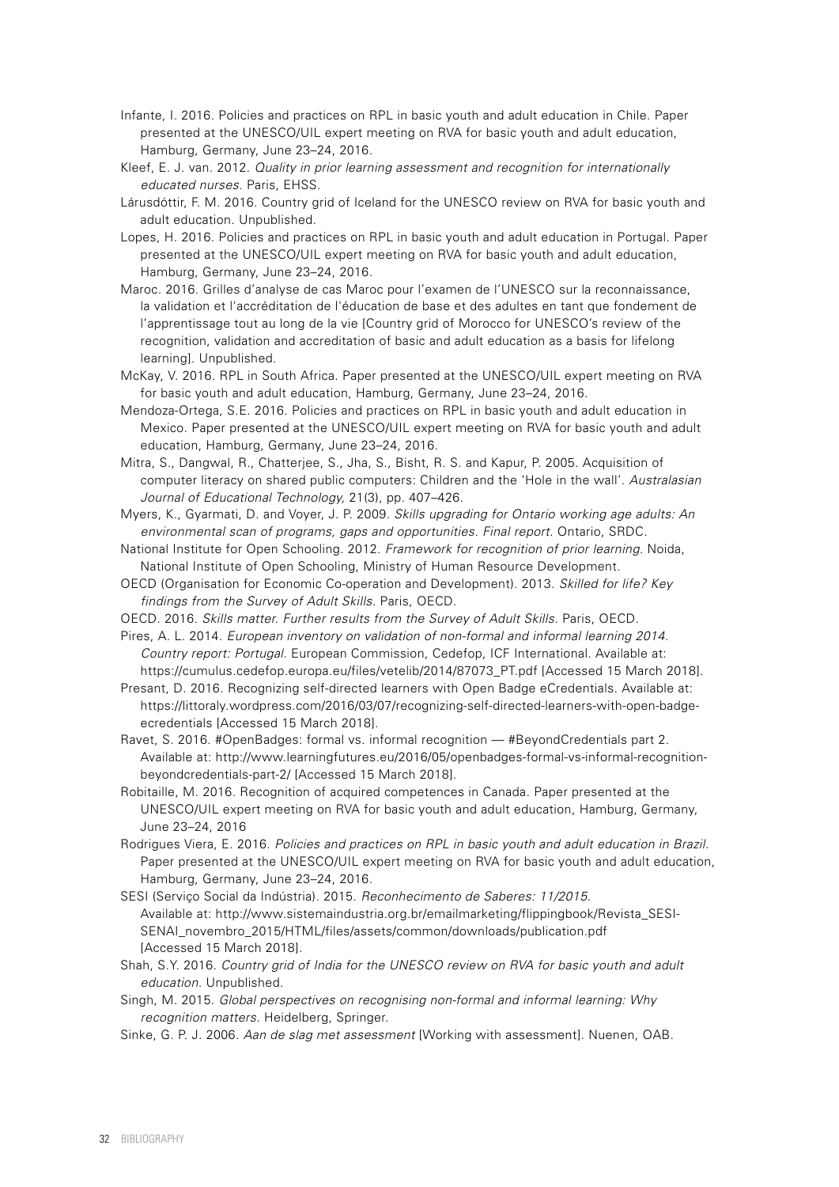Infante, I. 2016. Policies and practices on RPL in basic youth and adult education in Chile. Paper presented at the UNESCO/UIL expert meeting on RVA for basic youth and adult education, Hamburg, Germany, June 23–24, 2016.

Kleef, E. J. van. 2012. *Quality in prior learning assessment and recognition for internationally educated nurses.* Paris, EHSS.

Lárusdóttir, F. M. 2016. Country grid of Iceland for the UNESCO review on RVA for basic youth and adult education. Unpublished.

Lopes, H. 2016. Policies and practices on RPL in basic youth and adult education in Portugal. Paper presented at the UNESCO/UIL expert meeting on RVA for basic youth and adult education, Hamburg, Germany, June 23–24, 2016.

Maroc. 2016. Grilles d'analyse de cas Maroc pour l'examen de l'UNESCO sur la reconnaissance, la validation et l'accréditation de l'éducation de base et des adultes en tant que fondement de l'apprentissage tout au long de la vie [Country grid of Morocco for UNESCO's review of the recognition, validation and accreditation of basic and adult education as a basis for lifelong learning]. Unpublished.

McKay, V. 2016. RPL in South Africa. Paper presented at the UNESCO/UIL expert meeting on RVA for basic youth and adult education, Hamburg, Germany, June 23–24, 2016.

Mendoza-Ortega, S.E. 2016. Policies and practices on RPL in basic youth and adult education in Mexico. Paper presented at the UNESCO/UIL expert meeting on RVA for basic youth and adult education, Hamburg, Germany, June 23–24, 2016.

Mitra, S., Dangwal, R., Chatterjee, S., Jha, S., Bisht, R. S. and Kapur, P. 2005. Acquisition of computer literacy on shared public computers: Children and the 'Hole in the wall'. *Australasian Journal of Educational Technology,* 21(3), pp. 407–426.

Myers, K., Gyarmati, D. and Voyer, J. P. 2009. *Skills upgrading for Ontario working age adults: An environmental scan of programs, gaps and opportunities. Final report.* Ontario, SRDC.

National Institute for Open Schooling. 2012. *Framework for recognition of prior learning.* Noida, National Institute of Open Schooling, Ministry of Human Resource Development.

OECD (Organisation for Economic Co-operation and Development). 2013. *Skilled for life? Key findings from the Survey of Adult Skills.* Paris, OECD.

OECD. 2016. *Skills matter. Further results from the Survey of Adult Skills.* Paris, OECD.

Pires, A. L. 2014. *European inventory on validation of non-formal and informal learning 2014. Country report: Portugal.* European Commission, Cedefop, ICF International. Available at: https://cumulus.cedefop.europa.eu/files/vetelib/2014/87073_PT.pdf [Accessed 15 March 2018].

Presant, D. 2016. Recognizing self-directed learners with Open Badge eCredentials. Available at: https://littoraly.wordpress.com/2016/03/07/recognizing-self-directed-learners-with-open-badge-ecredentials [Accessed 15 March 2018].

Ravet, S. 2016. #OpenBadges: formal vs. informal recognition — #BeyondCredentials part 2. Available at: http://www.learningfutures.eu/2016/05/openbadges-formal-vs-informal-recognition-beyondcredentials-part-2/ [Accessed 15 March 2018].

Robitaille, M. 2016. Recognition of acquired competences in Canada. Paper presented at the UNESCO/UIL expert meeting on RVA for basic youth and adult education, Hamburg, Germany, June 23–24, 2016

Rodrigues Viera, E. 2016. *Policies and practices on RPL in basic youth and adult education in Brazil.* Paper presented at the UNESCO/UIL expert meeting on RVA for basic youth and adult education, Hamburg, Germany, June 23–24, 2016.

SESI (Serviço Social da Indústria). 2015. *Reconhecimento de Saberes: 11/2015.* Available at: http://www.sistemaindustria.org.br/emailmarketing/flippingbook/Revista_SESI-SENAI_novembro_2015/HTML/files/assets/common/downloads/publication.pdf [Accessed 15 March 2018].

Shah, S.Y. 2016. *Country grid of India for the UNESCO review on RVA for basic youth and adult education.* Unpublished.

Singh, M. 2015. *Global perspectives on recognising non-formal and informal learning: Why recognition matters.* Heidelberg, Springer.

Sinke, G. P. J. 2006. *Aan de slag met assessment* [Working with assessment]. Nuenen, OAB.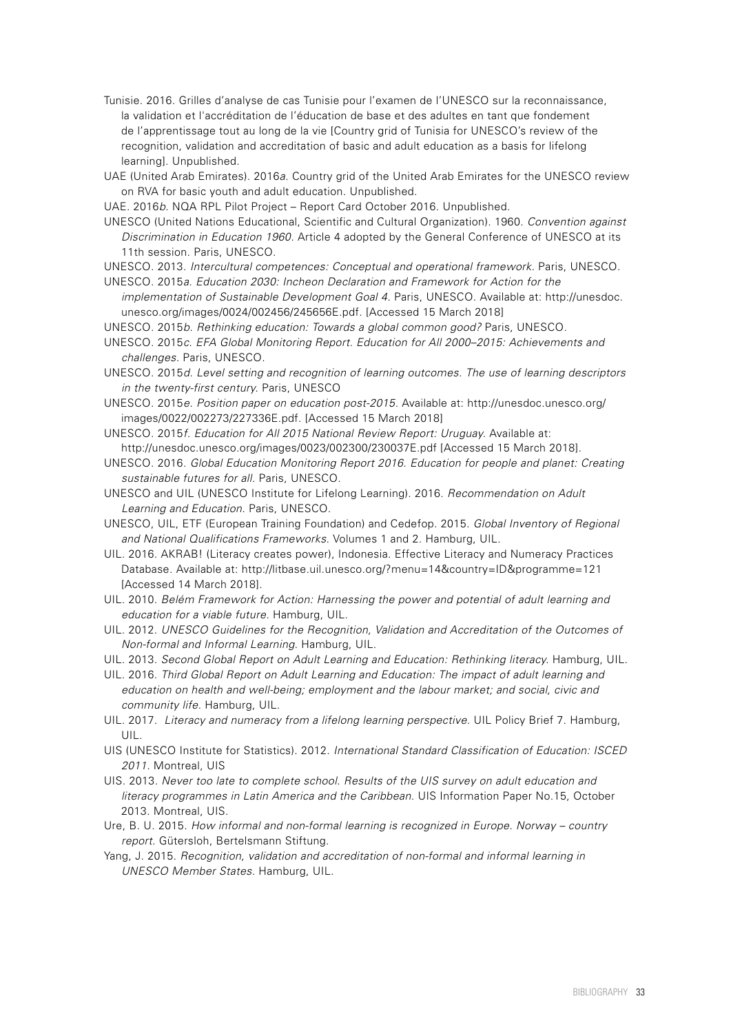Tunisie. 2016. Grilles d'analyse de cas Tunisie pour l'examen de l'UNESCO sur la reconnaissance, la validation et l'accréditation de l'éducation de base et des adultes en tant que fondement de l'apprentissage tout au long de la vie [Country grid of Tunisia for UNESCO's review of the recognition, validation and accreditation of basic and adult education as a basis for lifelong learning]. Unpublished.

UAE (United Arab Emirates). 2016*a*. Country grid of the United Arab Emirates for the UNESCO review on RVA for basic youth and adult education. Unpublished.

UAE. 2016*b*. NQA RPL Pilot Project – Report Card October 2016. Unpublished.

UNESCO (United Nations Educational, Scientific and Cultural Organization). 1960. *Convention against Discrimination in Education 1960*. Article 4 adopted by the General Conference of UNESCO at its 11th session. Paris, UNESCO.

UNESCO. 2013. *Intercultural competences: Conceptual and operational framework*. Paris, UNESCO.

UNESCO. 2015*a*. *Education 2030: Incheon Declaration and Framework for Action for the implementation of Sustainable Development Goal 4*. Paris, UNESCO. Available at: http://unesdoc.unesco.org/images/0024/002456/245656E.pdf. [Accessed 15 March 2018]

UNESCO. 2015*b*. *Rethinking education: Towards a global common good?* Paris, UNESCO.

UNESCO. 2015*c*. *EFA Global Monitoring Report. Education for All 2000–2015: Achievements and challenges*. Paris, UNESCO.

UNESCO. 2015*d*. *Level setting and recognition of learning outcomes. The use of learning descriptors in the twenty-first century*. Paris, UNESCO

UNESCO. 2015*e*. *Position paper on education post-2015*. Available at: http://unesdoc.unesco.org/images/0022/002273/227336E.pdf. [Accessed 15 March 2018]

UNESCO. 2015*f*. *Education for All 2015 National Review Report: Uruguay*. Available at: http://unesdoc.unesco.org/images/0023/002300/230037E.pdf [Accessed 15 March 2018].

UNESCO. 2016. *Global Education Monitoring Report 2016. Education for people and planet: Creating sustainable futures for all*. Paris, UNESCO.

UNESCO and UIL (UNESCO Institute for Lifelong Learning). 2016. *Recommendation on Adult Learning and Education*. Paris, UNESCO.

UNESCO, UIL, ETF (European Training Foundation) and Cedefop. 2015. *Global Inventory of Regional and National Qualifications Frameworks*. Volumes 1 and 2. Hamburg, UIL.

UIL. 2016. AKRAB! (Literacy creates power), Indonesia. Effective Literacy and Numeracy Practices Database. Available at: http://litbase.uil.unesco.org/?menu=14&country=ID&programme=121 [Accessed 14 March 2018].

UIL. 2010. *Belém Framework for Action: Harnessing the power and potential of adult learning and education for a viable future*. Hamburg, UIL.

UIL. 2012. *UNESCO Guidelines for the Recognition, Validation and Accreditation of the Outcomes of Non-formal and Informal Learning*. Hamburg, UIL.

UIL. 2013. *Second Global Report on Adult Learning and Education: Rethinking literacy*. Hamburg, UIL.

UIL. 2016. *Third Global Report on Adult Learning and Education: The impact of adult learning and education on health and well-being; employment and the labour market; and social, civic and community life*. Hamburg, UIL.

UIL. 2017. *Literacy and numeracy from a lifelong learning perspective*. UIL Policy Brief 7. Hamburg, UIL.

UIS (UNESCO Institute for Statistics). 2012. *International Standard Classification of Education: ISCED 2011*. Montreal, UIS

UIS. 2013. *Never too late to complete school. Results of the UIS survey on adult education and literacy programmes in Latin America and the Caribbean*. UIS Information Paper No.15, October 2013. Montreal, UIS.

Ure, B. U. 2015. *How informal and non-formal learning is recognized in Europe. Norway – country report*. Gütersloh, Bertelsmann Stiftung.

Yang, J. 2015. *Recognition, validation and accreditation of non-formal and informal learning in UNESCO Member States*. Hamburg, UIL.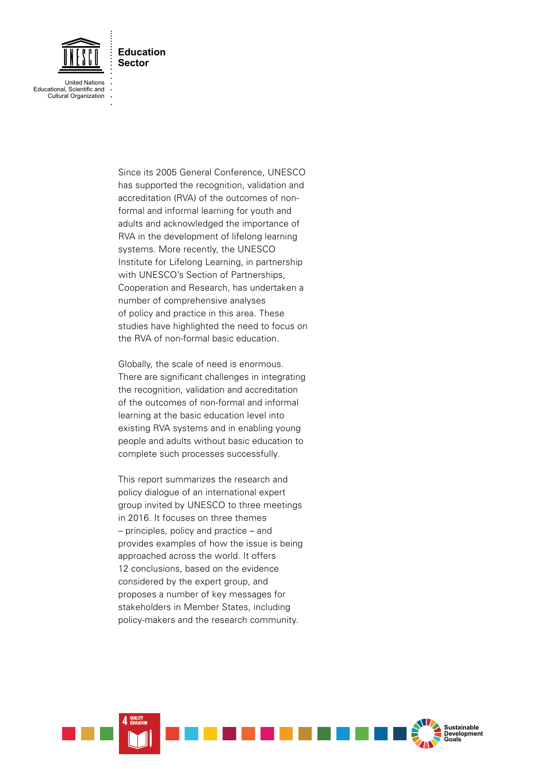United Nations Educational, Scientific and Cultural Organization

**Education Sector**

Since its 2005 General Conference, UNESCO has supported the recognition, validation and accreditation (RVA) of the outcomes of non-formal and informal learning for youth and adults and acknowledged the importance of RVA in the development of lifelong learning systems. More recently, the UNESCO Institute for Lifelong Learning, in partnership with UNESCO's Section of Partnerships, Cooperation and Research, has undertaken a number of comprehensive analyses of policy and practice in this area. These studies have highlighted the need to focus on the RVA of non-formal basic education.

Globally, the scale of need is enormous. There are significant challenges in integrating the recognition, validation and accreditation of the outcomes of non-formal and informal learning at the basic education level into existing RVA systems and in enabling young people and adults without basic education to complete such processes successfully.

This report summarizes the research and policy dialogue of an international expert group invited by UNESCO to three meetings in 2016. It focuses on three themes – principles, policy and practice – and provides examples of how the issue is being approached across the world. It offers 12 conclusions, based on the evidence considered by the expert group, and proposes a number of key messages for stakeholders in Member States, including policy-makers and the research community.

4 QUALITY EDUCATION

Sustainable Development Goals